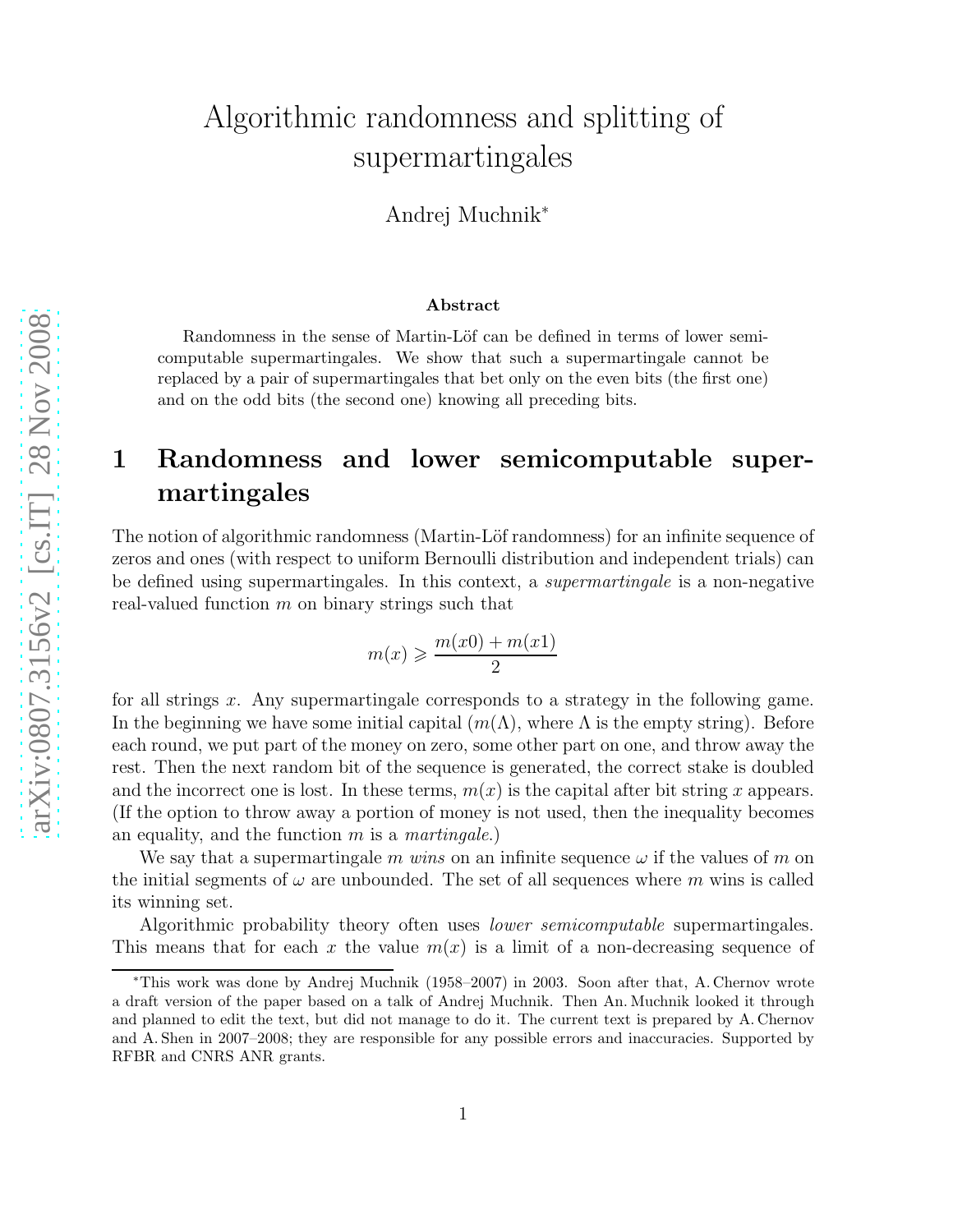# Algorithmic randomness and splitting of supermartingales

Andrej Muchnik*

### Abstract

Randomness in the sense of Martin-Löf can be defined in terms of lower semicomputable supermartingales. We show that such a supermartingale cannot be replaced by a pair of supermartingales that bet only on the even bits (the first one) and on the odd bits (the second one) knowing all preceding bits.

## 1 Randomness and lower semicomputable supermartingales

The notion of algorithmic randomness (Martin-Löf randomness) for an infinite sequence of zeros and ones (with respect to uniform Bernoulli distribution and independent trials) can be defined using supermartingales. In this context, a *supermartingale* is a non-negative real-valued function $m$ on binary strings such that

$$m(x) \geqslant \frac{m(x0) + m(x1)}{2}$$

for all strings $x$. Any supermartingale corresponds to a strategy in the following game. In the beginning we have some initial capital ($m(\Lambda)$, where $\Lambda$ is the empty string). Before each round, we put part of the money on zero, some other part on one, and throw away the rest. Then the next random bit of the sequence is generated, the correct stake is doubled and the incorrect one is lost. In these terms, $m(x)$ is the capital after bit string $x$ appears. (If the option to throw away a portion of money is not used, then the inequality becomes an equality, and the function $m$ is a *martingale*.)

We say that a supermartingale $m$ *wins* on an infinite sequence $\omega$ if the values of $m$ on the initial segments of $\omega$ are unbounded. The set of all sequences where $m$ wins is called its winning set.

Algorithmic probability theory often uses *lower semicomputable* supermartingales. This means that for each $x$ the value $m(x)$ is a limit of a non-decreasing sequence of

---

*This work was done by Andrej Muchnik (1958–2007) in 2003. Soon after that, A. Chernov wrote a draft version of the paper based on a talk of Andrej Muchnik. Then An. Muchnik looked it through and planned to edit the text, but did not manage to do it. The current text is prepared by A. Chernov and A. Shen in 2007–2008; they are responsible for any possible errors and inaccuracies. Supported by RFBR and CNRS ANR grants.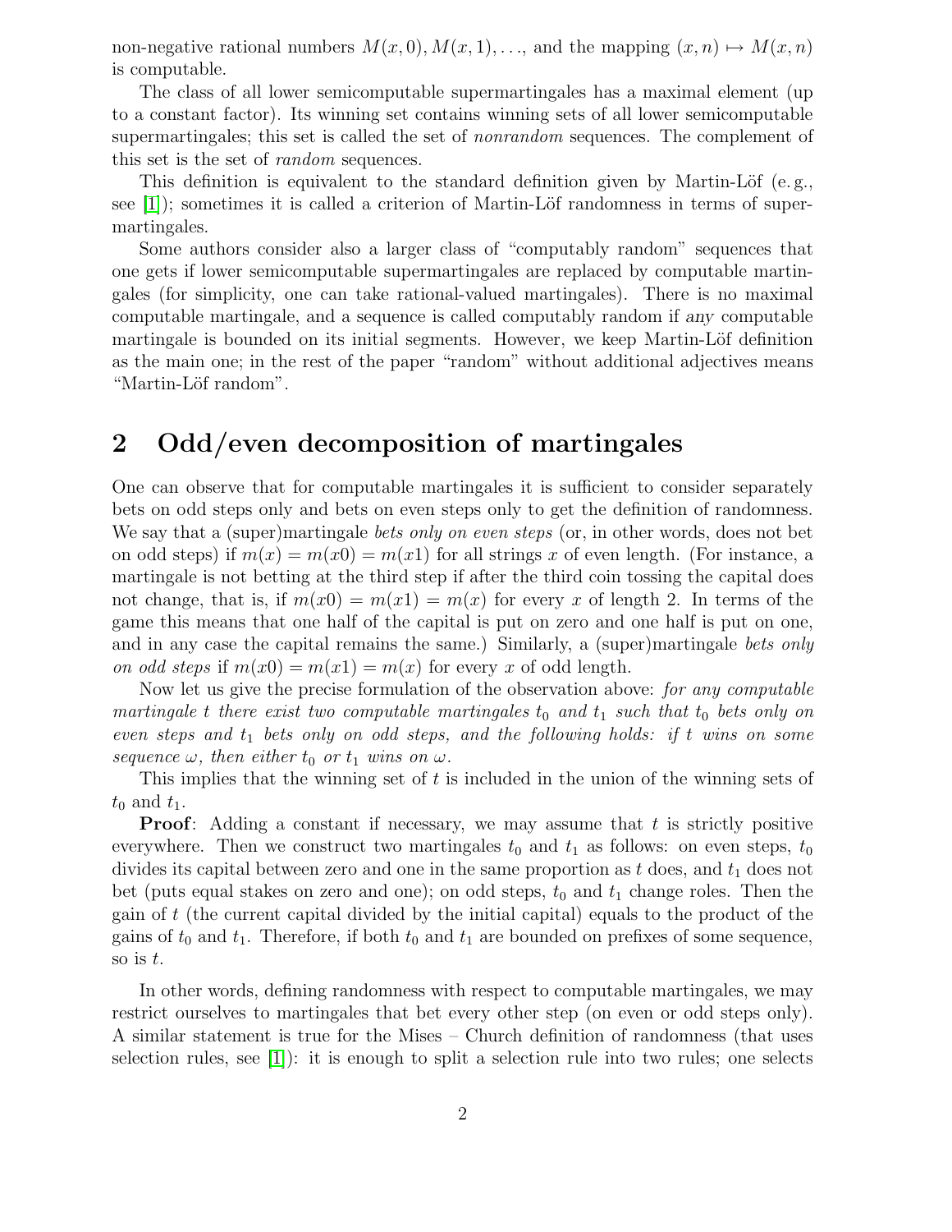non-negative rational numbers $M(x, 0), M(x, 1), \ldots$, and the mapping $(x, n) \mapsto M(x, n)$ is computable.

The class of all lower semicomputable supermartingales has a maximal element (up to a constant factor). Its winning set contains winning sets of all lower semicomputable supermartingales; this set is called the set of *nonrandom* sequences. The complement of this set is the set of *random* sequences.

This definition is equivalent to the standard definition given by Martin-Löf (e. g., see [1]); sometimes it is called a criterion of Martin-Löf randomness in terms of supermartingales.

Some authors consider also a larger class of "computably random" sequences that one gets if lower semicomputable supermartingales are replaced by computable martingales (for simplicity, one can take rational-valued martingales). There is no maximal computable martingale, and a sequence is called computably random if *any* computable martingale is bounded on its initial segments. However, we keep Martin-Löf definition as the main one; in the rest of the paper "random" without additional adjectives means "Martin-Löf random".

## 2 Odd/even decomposition of martingales

One can observe that for computable martingales it is sufficient to consider separately bets on odd steps only and bets on even steps only to get the definition of randomness. We say that a (super)martingale *bets only on even steps* (or, in other words, does not bet on odd steps) if $m(x) = m(x0) = m(x1)$ for all strings $x$ of even length. (For instance, a martingale is not betting at the third step if after the third coin tossing the capital does not change, that is, if $m(x0) = m(x1) = m(x)$ for every $x$ of length 2. In terms of the game this means that one half of the capital is put on zero and one half is put on one, and in any case the capital remains the same.) Similarly, a (super)martingale *bets only on odd steps* if $m(x0) = m(x1) = m(x)$ for every $x$ of odd length.

Now let us give the precise formulation of the observation above: *for any computable martingale $t$ there exist two computable martingales $t_0$ and $t_1$ such that $t_0$ bets only on even steps and $t_1$ bets only on odd steps, and the following holds: if $t$ wins on some sequence $\omega$, then either $t_0$ or $t_1$ wins on $\omega$.*

This implies that the winning set of $t$ is included in the union of the winning sets of $t_0$ and $t_1$.

**Proof**: Adding a constant if necessary, we may assume that $t$ is strictly positive everywhere. Then we construct two martingales $t_0$ and $t_1$ as follows: on even steps, $t_0$ divides its capital between zero and one in the same proportion as $t$ does, and $t_1$ does not bet (puts equal stakes on zero and one); on odd steps, $t_0$ and $t_1$ change roles. Then the gain of $t$ (the current capital divided by the initial capital) equals to the product of the gains of $t_0$ and $t_1$. Therefore, if both $t_0$ and $t_1$ are bounded on prefixes of some sequence, so is $t$.

In other words, defining randomness with respect to computable martingales, we may restrict ourselves to martingales that bet every other step (on even or odd steps only). A similar statement is true for the Mises – Church definition of randomness (that uses selection rules, see [1]): it is enough to split a selection rule into two rules; one selects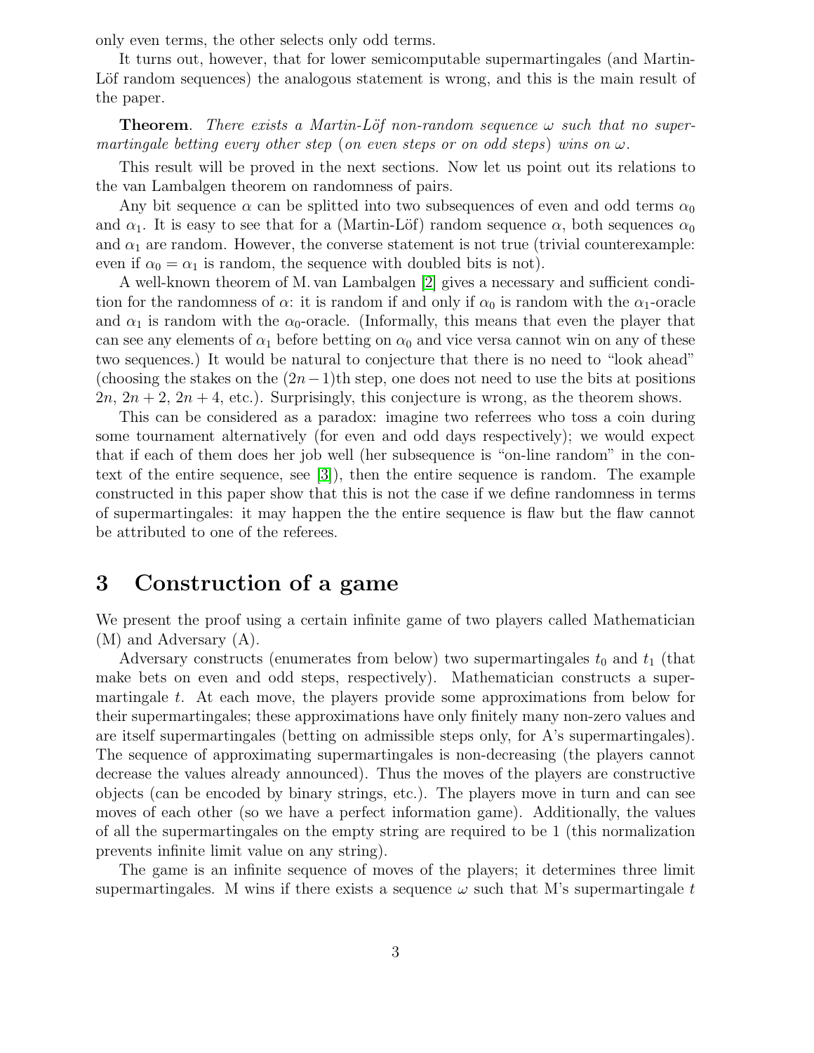only even terms, the other selects only odd terms.

It turns out, however, that for lower semicomputable supermartingales (and Martin-Löf random sequences) the analogous statement is wrong, and this is the main result of the paper.

**Theorem**. *There exists a Martin-Löf non-random sequence $\omega$ such that no supermartingale betting every other step (on even steps or on odd steps) wins on $\omega$.*

This result will be proved in the next sections. Now let us point out its relations to the van Lambalgen theorem on randomness of pairs.

Any bit sequence $\alpha$ can be splitted into two subsequences of even and odd terms $\alpha_0$ and $\alpha_1$. It is easy to see that for a (Martin-Löf) random sequence $\alpha$, both sequences $\alpha_0$ and $\alpha_1$ are random. However, the converse statement is not true (trivial counterexample: even if $\alpha_0 = \alpha_1$ is random, the sequence with doubled bits is not).

A well-known theorem of M. van Lambalgen [2] gives a necessary and sufficient condition for the randomness of $\alpha$: it is random if and only if $\alpha_0$ is random with the $\alpha_1$-oracle and $\alpha_1$ is random with the $\alpha_0$-oracle. (Informally, this means that even the player that can see any elements of $\alpha_1$ before betting on $\alpha_0$ and vice versa cannot win on any of these two sequences.) It would be natural to conjecture that there is no need to "look ahead" (choosing the stakes on the $(2n-1)$th step, one does not need to use the bits at positions $2n$, $2n+2$, $2n+4$, etc.). Surprisingly, this conjecture is wrong, as the theorem shows.

This can be considered as a paradox: imagine two referrees who toss a coin during some tournament alternatively (for even and odd days respectively); we would expect that if each of them does her job well (her subsequence is "on-line random" in the context of the entire sequence, see [3]), then the entire sequence is random. The example constructed in this paper show that this is not the case if we define randomness in terms of supermartingales: it may happen the the entire sequence is flaw but the flaw cannot be attributed to one of the referees.

# 3 Construction of a game

We present the proof using a certain infinite game of two players called Mathematician (M) and Adversary (A).

Adversary constructs (enumerates from below) two supermartingales $t_0$ and $t_1$ (that make bets on even and odd steps, respectively). Mathematician constructs a supermartingale $t$. At each move, the players provide some approximations from below for their supermartingales; these approximations have only finitely many non-zero values and are itself supermartingales (betting on admissible steps only, for A's supermartingales). The sequence of approximating supermartingales is non-decreasing (the players cannot decrease the values already announced). Thus the moves of the players are constructive objects (can be encoded by binary strings, etc.). The players move in turn and can see moves of each other (so we have a perfect information game). Additionally, the values of all the supermartingales on the empty string are required to be 1 (this normalization prevents infinite limit value on any string).

The game is an infinite sequence of moves of the players; it determines three limit supermartingales. M wins if there exists a sequence $\omega$ such that M's supermartingale $t$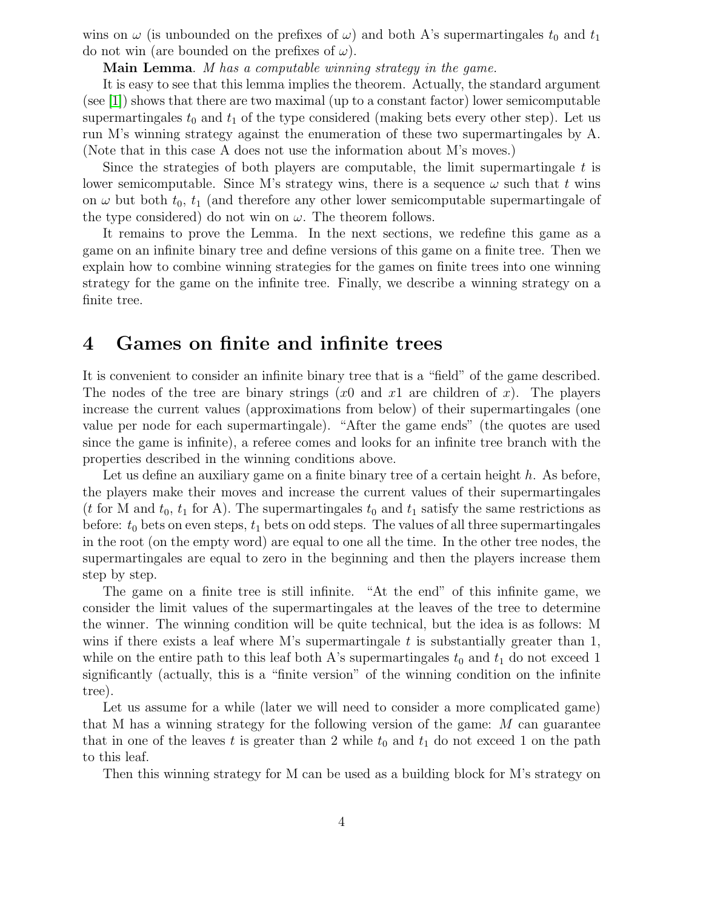wins on $\omega$ (is unbounded on the prefixes of $\omega$) and both A's supermartingales $t_0$ and $t_1$ do not win (are bounded on the prefixes of $\omega$).

**Main Lemma**. *M has a computable winning strategy in the game.*

It is easy to see that this lemma implies the theorem. Actually, the standard argument (see [1]) shows that there are two maximal (up to a constant factor) lower semicomputable supermartingales $t_0$ and $t_1$ of the type considered (making bets every other step). Let us run M's winning strategy against the enumeration of these two supermartingales by A. (Note that in this case A does not use the information about M's moves.)

Since the strategies of both players are computable, the limit supermartingale $t$ is lower semicomputable. Since M's strategy wins, there is a sequence $\omega$ such that $t$ wins on $\omega$ but both $t_0$, $t_1$ (and therefore any other lower semicomputable supermartingale of the type considered) do not win on $\omega$. The theorem follows.

It remains to prove the Lemma. In the next sections, we redefine this game as a game on an infinite binary tree and define versions of this game on a finite tree. Then we explain how to combine winning strategies for the games on finite trees into one winning strategy for the game on the infinite tree. Finally, we describe a winning strategy on a finite tree.

# 4 Games on finite and infinite trees

It is convenient to consider an infinite binary tree that is a "field" of the game described. The nodes of the tree are binary strings ($x0$ and $x1$ are children of $x$). The players increase the current values (approximations from below) of their supermartingales (one value per node for each supermartingale). "After the game ends" (the quotes are used since the game is infinite), a referee comes and looks for an infinite tree branch with the properties described in the winning conditions above.

Let us define an auxiliary game on a finite binary tree of a certain height $h$. As before, the players make their moves and increase the current values of their supermartingales ($t$ for M and $t_0$, $t_1$ for A). The supermartingales $t_0$ and $t_1$ satisfy the same restrictions as before: $t_0$ bets on even steps, $t_1$ bets on odd steps. The values of all three supermartingales in the root (on the empty word) are equal to one all the time. In the other tree nodes, the supermartingales are equal to zero in the beginning and then the players increase them step by step.

The game on a finite tree is still infinite. "At the end" of this infinite game, we consider the limit values of the supermartingales at the leaves of the tree to determine the winner. The winning condition will be quite technical, but the idea is as follows: M wins if there exists a leaf where M's supermartingale $t$ is substantially greater than 1, while on the entire path to this leaf both A's supermartingales $t_0$ and $t_1$ do not exceed 1 significantly (actually, this is a "finite version" of the winning condition on the infinite tree).

Let us assume for a while (later we will need to consider a more complicated game) that M has a winning strategy for the following version of the game: *M* can guarantee that in one of the leaves $t$ is greater than 2 while $t_0$ and $t_1$ do not exceed 1 on the path to this leaf.

Then this winning strategy for M can be used as a building block for M's strategy on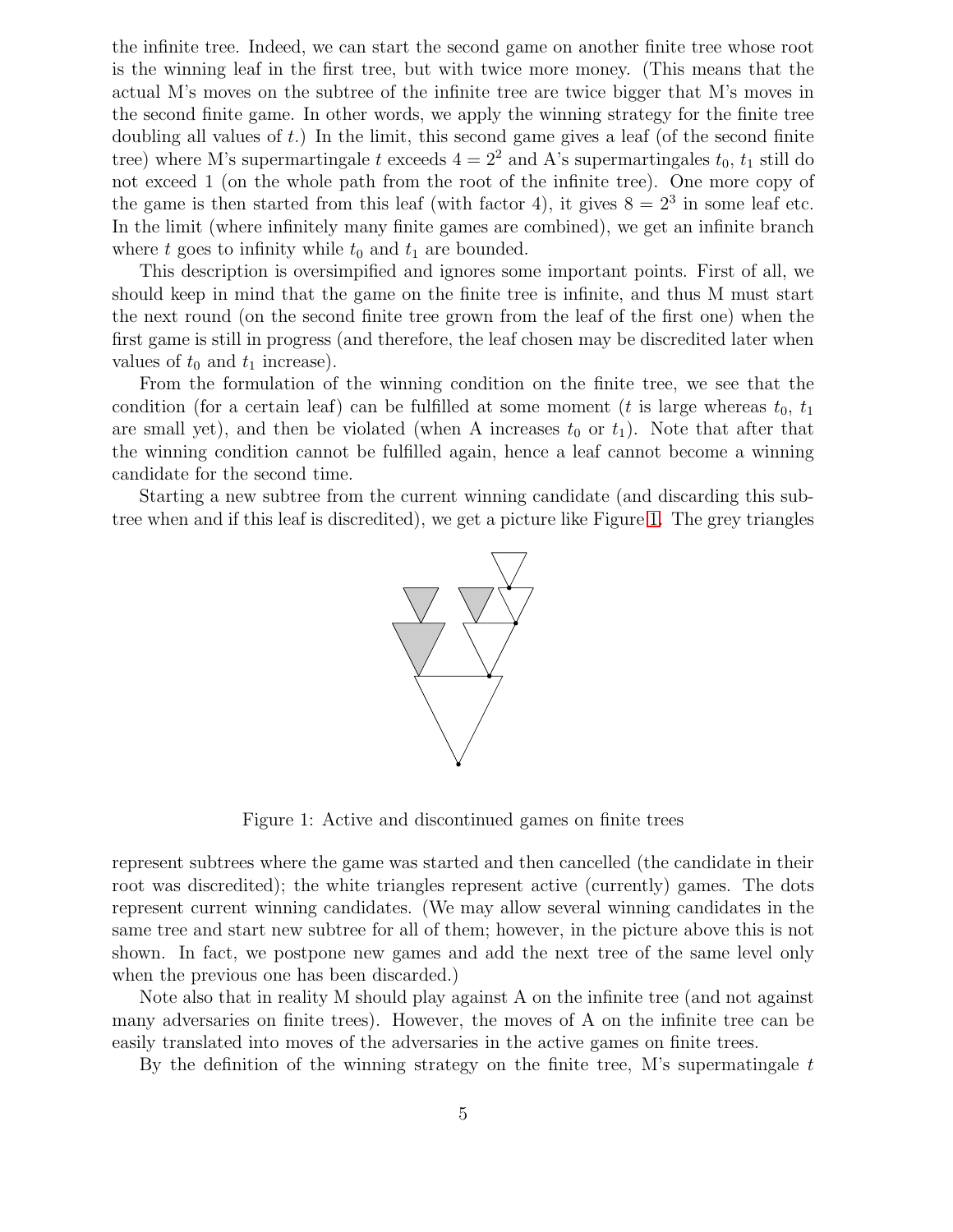the infinite tree. Indeed, we can start the second game on another finite tree whose root is the winning leaf in the first tree, but with twice more money. (This means that the actual M's moves on the subtree of the infinite tree are twice bigger that M's moves in the second finite game. In other words, we apply the winning strategy for the finite tree doubling all values of $t$.) In the limit, this second game gives a leaf (of the second finite tree) where M's supermartingale $t$ exceeds $4 = 2^2$ and A's supermartingales $t_0$, $t_1$ still do not exceed 1 (on the whole path from the root of the infinite tree). One more copy of the game is then started from this leaf (with factor 4), it gives $8 = 2^3$ in some leaf etc. In the limit (where infinitely many finite games are combined), we get an infinite branch where $t$ goes to infinity while $t_0$ and $t_1$ are bounded.

This description is oversimpified and ignores some important points. First of all, we should keep in mind that the game on the finite tree is infinite, and thus M must start the next round (on the second finite tree grown from the leaf of the first one) when the first game is still in progress (and therefore, the leaf chosen may be discredited later when values of $t_0$ and $t_1$ increase).

From the formulation of the winning condition on the finite tree, we see that the condition (for a certain leaf) can be fulfilled at some moment ($t$ is large whereas $t_0$, $t_1$ are small yet), and then be violated (when A increases $t_0$ or $t_1$). Note that after that the winning condition cannot be fulfilled again, hence a leaf cannot become a winning candidate for the second time.

Starting a new subtree from the current winning candidate (and discarding this subtree when and if this leaf is discredited), we get a picture like Figure 1. The grey triangles represent subtrees where the game was started and then cancelled (the candidate in their root was discredited); the white triangles represent active (currently) games. The dots represent current winning candidates. (We may allow several winning candidates in the same tree and start new subtree for all of them; however, in the picture above this is not shown. In fact, we postpone new games and add the next tree of the same level only when the previous one has been discarded.)

Figure 1: Active and discontinued games on finite trees

Note also that in reality M should play against A on the infinite tree (and not against many adversaries on finite trees). However, the moves of A on the infinite tree can be easily translated into moves of the adversaries in the active games on finite trees.

By the definition of the winning strategy on the finite tree, M's supermatingale $t$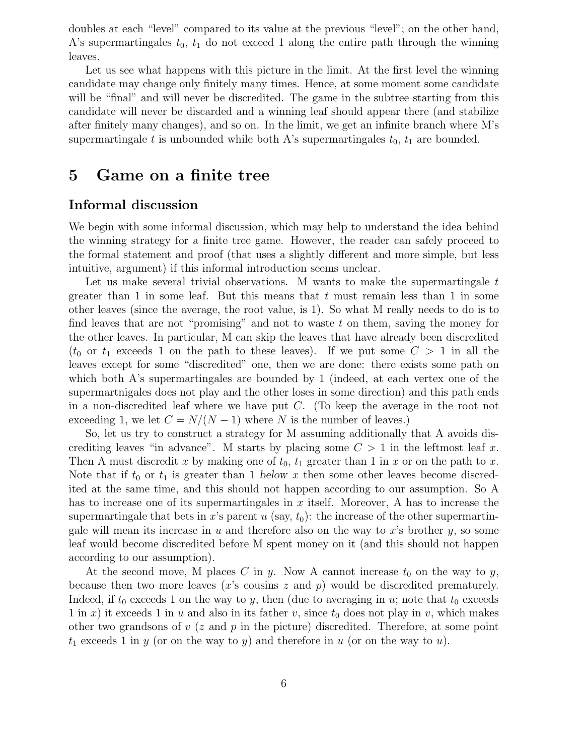doubles at each "level" compared to its value at the previous "level"; on the other hand, A's supermartingales $t_0$, $t_1$ do not exceed 1 along the entire path through the winning leaves.

Let us see what happens with this picture in the limit. At the first level the winning candidate may change only finitely many times. Hence, at some moment some candidate will be "final" and will never be discredited. The game in the subtree starting from this candidate will never be discarded and a winning leaf should appear there (and stabilize after finitely many changes), and so on. In the limit, we get an infinite branch where M's supermartingale $t$ is unbounded while both A's supermartingales $t_0$, $t_1$ are bounded.

# 5 Game on a finite tree

## Informal discussion

We begin with some informal discussion, which may help to understand the idea behind the winning strategy for a finite tree game. However, the reader can safely proceed to the formal statement and proof (that uses a slightly different and more simple, but less intuitive, argument) if this informal introduction seems unclear.

Let us make several trivial observations. M wants to make the supermartingale $t$ greater than 1 in some leaf. But this means that $t$ must remain less than 1 in some other leaves (since the average, the root value, is 1). So what M really needs to do is to find leaves that are not "promising" and not to waste $t$ on them, saving the money for the other leaves. In particular, M can skip the leaves that have already been discredited ($t_0$ or $t_1$ exceeds 1 on the path to these leaves). If we put some $C > 1$ in all the leaves except for some "discredited" one, then we are done: there exists some path on which both A's supermartingales are bounded by 1 (indeed, at each vertex one of the supermartnigales does not play and the other loses in some direction) and this path ends in a non-discredited leaf where we have put $C$. (To keep the average in the root not exceeding 1, we let $C = N/(N-1)$ where $N$ is the number of leaves.)

So, let us try to construct a strategy for M assuming additionally that A avoids discrediting leaves "in advance". M starts by placing some $C > 1$ in the leftmost leaf $x$. Then A must discredit $x$ by making one of $t_0$, $t_1$ greater than 1 in $x$ or on the path to $x$. Note that if $t_0$ or $t_1$ is greater than 1 *below* $x$ then some other leaves become discredited at the same time, and this should not happen according to our assumption. So A has to increase one of its supermartingales in $x$ itself. Moreover, A has to increase the supermartingale that bets in $x$'s parent $u$ (say, $t_0$): the increase of the other supermartingale will mean its increase in $u$ and therefore also on the way to $x$'s brother $y$, so some leaf would become discredited before M spent money on it (and this should not happen according to our assumption).

At the second move, M places $C$ in $y$. Now A cannot increase $t_0$ on the way to $y$, because then two more leaves ($x$'s cousins $z$ and $p$) would be discredited prematurely. Indeed, if $t_0$ exceeds 1 on the way to $y$, then (due to averaging in $u$; note that $t_0$ exceeds 1 in $x$) it exceeds 1 in $u$ and also in its father $v$, since $t_0$ does not play in $v$, which makes other two grandsons of $v$ ($z$ and $p$ in the picture) discredited. Therefore, at some point $t_1$ exceeds 1 in $y$ (or on the way to $y$) and therefore in $u$ (or on the way to $u$).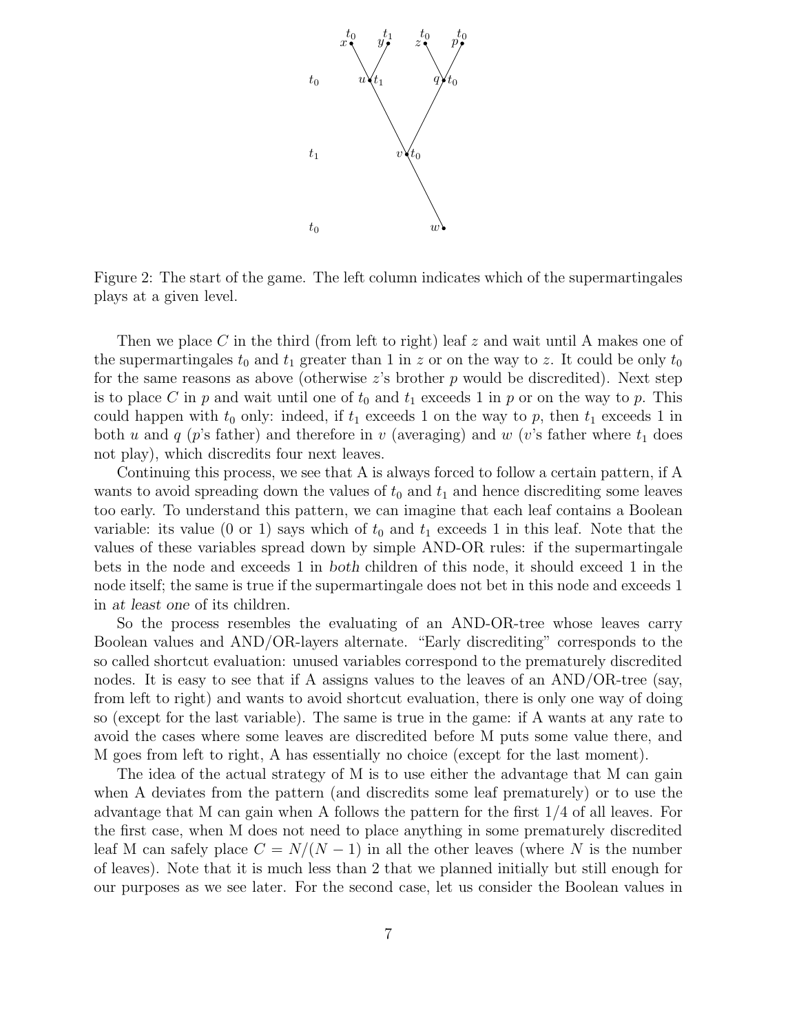Figure 2: The start of the game. The left column indicates which of the supermartingales plays at a given level.

Then we place $C$ in the third (from left to right) leaf $z$ and wait until A makes one of the supermartingales $t_0$ and $t_1$ greater than 1 in $z$ or on the way to $z$. It could be only $t_0$ for the same reasons as above (otherwise $z$'s brother $p$ would be discredited). Next step is to place $C$ in $p$ and wait until one of $t_0$ and $t_1$ exceeds 1 in $p$ or on the way to $p$. This could happen with $t_0$ only: indeed, if $t_1$ exceeds 1 on the way to $p$, then $t_1$ exceeds 1 in both $u$ and $q$ ($p$'s father) and therefore in $v$ (averaging) and $w$ ($v$'s father where $t_1$ does not play), which discredits four next leaves.

Continuing this process, we see that A is always forced to follow a certain pattern, if A wants to avoid spreading down the values of $t_0$ and $t_1$ and hence discrediting some leaves too early. To understand this pattern, we can imagine that each leaf contains a Boolean variable: its value (0 or 1) says which of $t_0$ and $t_1$ exceeds 1 in this leaf. Note that the values of these variables spread down by simple AND-OR rules: if the supermartingale bets in the node and exceeds 1 in *both* children of this node, it should exceed 1 in the node itself; the same is true if the supermartingale does not bet in this node and exceeds 1 in *at least one* of its children.

So the process resembles the evaluating of an AND-OR-tree whose leaves carry Boolean values and AND/OR-layers alternate. "Early discrediting" corresponds to the so called shortcut evaluation: unused variables correspond to the prematurely discredited nodes. It is easy to see that if A assigns values to the leaves of an AND/OR-tree (say, from left to right) and wants to avoid shortcut evaluation, there is only one way of doing so (except for the last variable). The same is true in the game: if A wants at any rate to avoid the cases where some leaves are discredited before M puts some value there, and M goes from left to right, A has essentially no choice (except for the last moment).

The idea of the actual strategy of M is to use either the advantage that M can gain when A deviates from the pattern (and discredits some leaf prematurely) or to use the advantage that M can gain when A follows the pattern for the first 1/4 of all leaves. For the first case, when M does not need to place anything in some prematurely discredited leaf M can safely place $C = N/(N-1)$ in all the other leaves (where $N$ is the number of leaves). Note that it is much less than 2 that we planned initially but still enough for our purposes as we see later. For the second case, let us consider the Boolean values in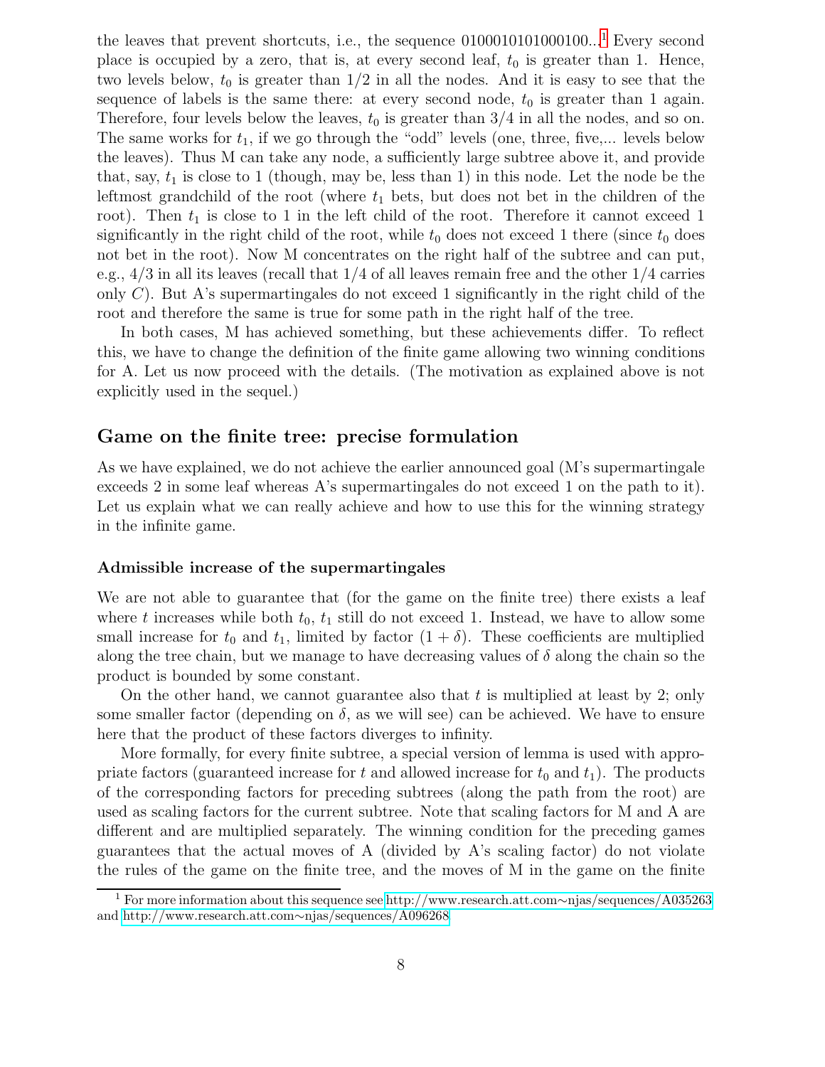the leaves that prevent shortcuts, i.e., the sequence 0100010101000100...[1] Every second place is occupied by a zero, that is, at every second leaf, $t_0$ is greater than 1. Hence, two levels below, $t_0$ is greater than 1/2 in all the nodes. And it is easy to see that the sequence of labels is the same there: at every second node, $t_0$ is greater than 1 again. Therefore, four levels below the leaves, $t_0$ is greater than 3/4 in all the nodes, and so on. The same works for $t_1$, if we go through the "odd" levels (one, three, five,... levels below the leaves). Thus M can take any node, a sufficiently large subtree above it, and provide that, say, $t_1$ is close to 1 (though, may be, less than 1) in this node. Let the node be the leftmost grandchild of the root (where $t_1$ bets, but does not bet in the children of the root). Then $t_1$ is close to 1 in the left child of the root. Therefore it cannot exceed 1 significantly in the right child of the root, while $t_0$ does not exceed 1 there (since $t_0$ does not bet in the root). Now M concentrates on the right half of the subtree and can put, e.g., 4/3 in all its leaves (recall that 1/4 of all leaves remain free and the other 1/4 carries only $C$). But A's supermartingales do not exceed 1 significantly in the right child of the root and therefore the same is true for some path in the right half of the tree.

In both cases, M has achieved something, but these achievements differ. To reflect this, we have to change the definition of the finite game allowing two winning conditions for A. Let us now proceed with the details. (The motivation as explained above is not explicitly used in the sequel.)

## Game on the finite tree: precise formulation

As we have explained, we do not achieve the earlier announced goal (M's supermartingale exceeds 2 in some leaf whereas A's supermartingales do not exceed 1 on the path to it). Let us explain what we can really achieve and how to use this for the winning strategy in the infinite game.

### Admissible increase of the supermartingales

We are not able to guarantee that (for the game on the finite tree) there exists a leaf where $t$ increases while both $t_0$, $t_1$ still do not exceed 1. Instead, we have to allow some small increase for $t_0$ and $t_1$, limited by factor $(1 + \delta)$. These coefficients are multiplied along the tree chain, but we manage to have decreasing values of $\delta$ along the chain so the product is bounded by some constant.

On the other hand, we cannot guarantee also that $t$ is multiplied at least by 2; only some smaller factor (depending on $\delta$, as we will see) can be achieved. We have to ensure here that the product of these factors diverges to infinity.

More formally, for every finite subtree, a special version of lemma is used with appropriate factors (guaranteed increase for $t$ and allowed increase for $t_0$ and $t_1$). The products of the corresponding factors for preceding subtrees (along the path from the root) are used as scaling factors for the current subtree. Note that scaling factors for M and A are different and are multiplied separately. The winning condition for the preceding games guarantees that the actual moves of A (divided by A's scaling factor) do not violate the rules of the game on the finite tree, and the moves of M in the game on the finite

[1] For more information about this sequence see http://www.research.att.com∼njas/sequences/A035263 and http://www.research.att.com∼njas/sequences/A096268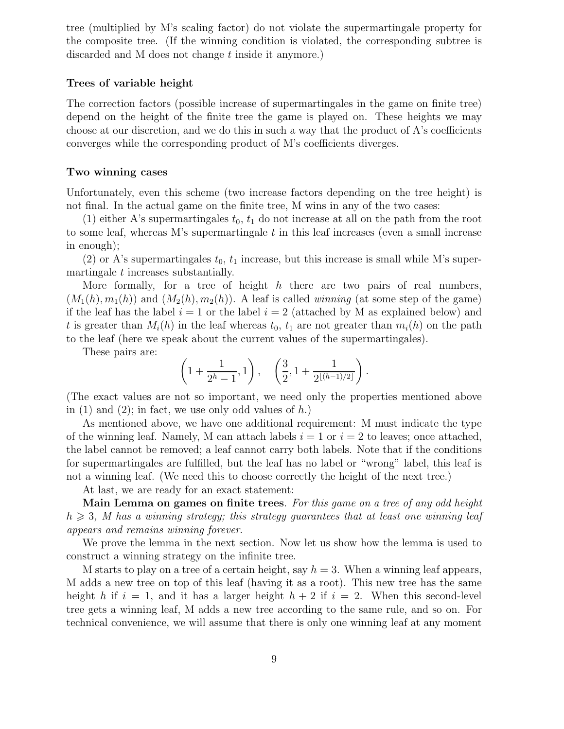tree (multiplied by M's scaling factor) do not violate the supermartingale property for the composite tree. (If the winning condition is violated, the corresponding subtree is discarded and M does not change $t$ inside it anymore.)

### Trees of variable height

The correction factors (possible increase of supermartingales in the game on finite tree) depend on the height of the finite tree the game is played on. These heights we may choose at our discretion, and we do this in such a way that the product of A's coefficients converges while the corresponding product of M's coefficients diverges.

### Two winning cases

Unfortunately, even this scheme (two increase factors depending on the tree height) is not final. In the actual game on the finite tree, M wins in any of the two cases:

(1) either A's supermartingales $t_0$, $t_1$ do not increase at all on the path from the root to some leaf, whereas M's supermartingale $t$ in this leaf increases (even a small increase in enough);

(2) or A's supermartingales $t_0$, $t_1$ increase, but this increase is small while M's supermartingale $t$ increases substantially.

More formally, for a tree of height $h$ there are two pairs of real numbers, $(M_1(h), m_1(h))$ and $(M_2(h), m_2(h))$. A leaf is called *winning* (at some step of the game) if the leaf has the label $i = 1$ or the label $i = 2$ (attached by M as explained below) and $t$ is greater than $M_i(h)$ in the leaf whereas $t_0$, $t_1$ are not greater than $m_i(h)$ on the path to the leaf (here we speak about the current values of the supermartingales).

These pairs are:

$$\left(1 + \frac{1}{2^h - 1}, 1\right), \quad \left(\frac{3}{2}, 1 + \frac{1}{2^{\lfloor (h-1)/2 \rfloor}}\right).$$

(The exact values are not so important, we need only the properties mentioned above in (1) and (2); in fact, we use only odd values of $h$.)

As mentioned above, we have one additional requirement: M must indicate the type of the winning leaf. Namely, M can attach labels $i = 1$ or $i = 2$ to leaves; once attached, the label cannot be removed; a leaf cannot carry both labels. Note that if the conditions for supermartingales are fulfilled, but the leaf has no label or "wrong" label, this leaf is not a winning leaf. (We need this to choose correctly the height of the next tree.)

At last, we are ready for an exact statement:

**Main Lemma on games on finite trees**. *For this game on a tree of any odd height $h \geqslant 3$, M has a winning strategy; this strategy guarantees that at least one winning leaf appears and remains winning forever.*

We prove the lemma in the next section. Now let us show how the lemma is used to construct a winning strategy on the infinite tree.

M starts to play on a tree of a certain height, say $h = 3$. When a winning leaf appears, M adds a new tree on top of this leaf (having it as a root). This new tree has the same height $h$ if $i = 1$, and it has a larger height $h + 2$ if $i = 2$. When this second-level tree gets a winning leaf, M adds a new tree according to the same rule, and so on. For technical convenience, we will assume that there is only one winning leaf at any moment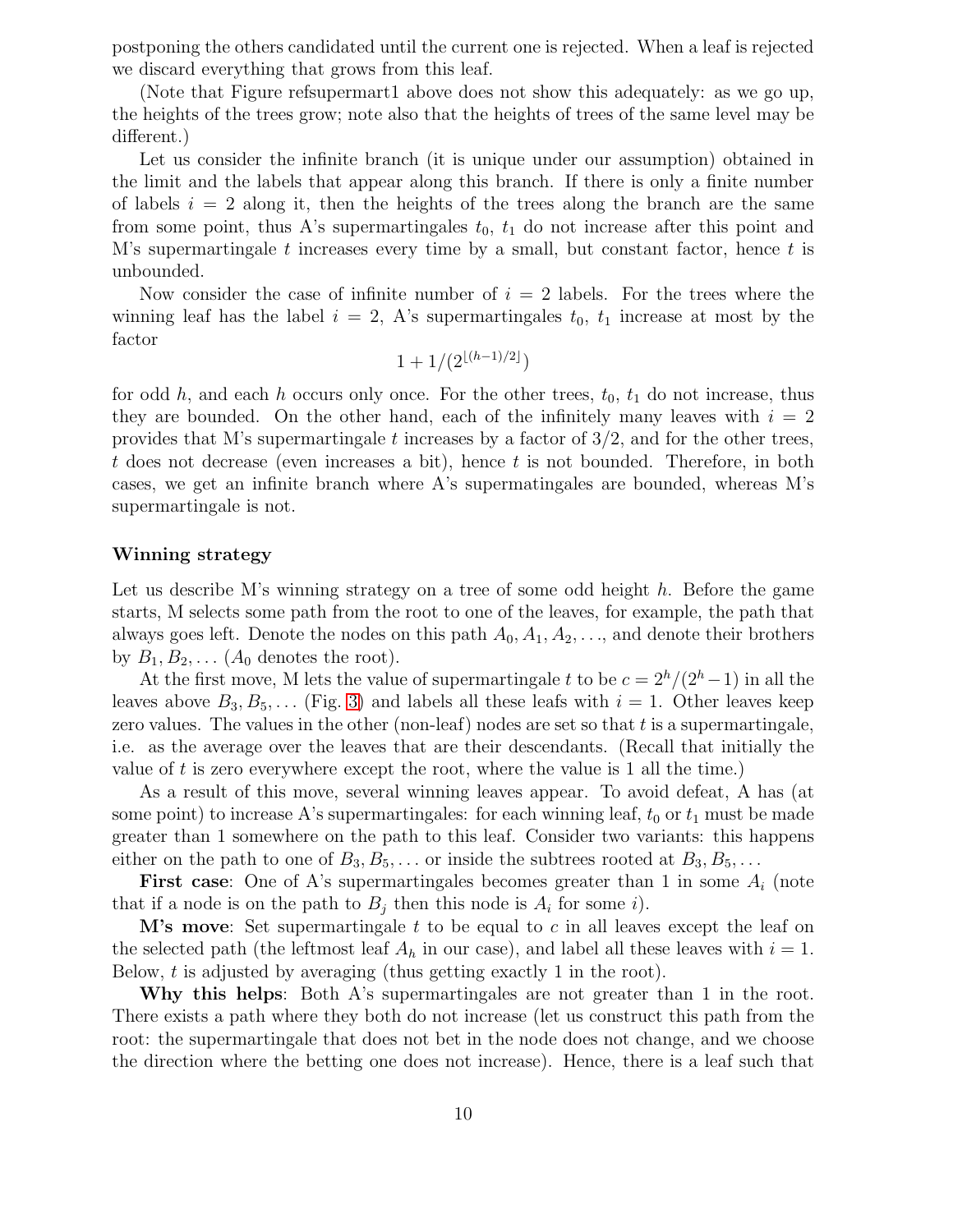postponing the others candidated until the current one is rejected. When a leaf is rejected we discard everything that grows from this leaf.

(Note that Figure refsupermart1 above does not show this adequately: as we go up, the heights of the trees grow; note also that the heights of trees of the same level may be different.)

Let us consider the infinite branch (it is unique under our assumption) obtained in the limit and the labels that appear along this branch. If there is only a finite number of labels $i = 2$ along it, then the heights of the trees along the branch are the same from some point, thus A's supermartingales $t_0$, $t_1$ do not increase after this point and M's supermartingale $t$ increases every time by a small, but constant factor, hence $t$ is unbounded.

Now consider the case of infinite number of $i = 2$ labels. For the trees where the winning leaf has the label $i = 2$, A's supermartingales $t_0$, $t_1$ increase at most by the factor

$$1 + 1/(2^{\lfloor (h-1)/2 \rfloor})$$

for odd $h$, and each $h$ occurs only once. For the other trees, $t_0$, $t_1$ do not increase, thus they are bounded. On the other hand, each of the infinitely many leaves with $i = 2$ provides that M's supermartingale $t$ increases by a factor of $3/2$, and for the other trees, $t$ does not decrease (even increases a bit), hence $t$ is not bounded. Therefore, in both cases, we get an infinite branch where A's supermatingales are bounded, whereas M's supermartingale is not.

### Winning strategy

Let us describe M's winning strategy on a tree of some odd height $h$. Before the game starts, M selects some path from the root to one of the leaves, for example, the path that always goes left. Denote the nodes on this path $A_0, A_1, A_2, \ldots$, and denote their brothers by $B_1, B_2, \ldots$ ($A_0$ denotes the root).

At the first move, M lets the value of supermartingale $t$ to be $c = 2^h/(2^h - 1)$ in all the leaves above $B_3, B_5, \ldots$ (Fig. 3) and labels all these leafs with $i = 1$. Other leaves keep zero values. The values in the other (non-leaf) nodes are set so that $t$ is a supermartingale, i.e. as the average over the leaves that are their descendants. (Recall that initially the value of $t$ is zero everywhere except the root, where the value is 1 all the time.)

As a result of this move, several winning leaves appear. To avoid defeat, A has (at some point) to increase A's supermartingales: for each winning leaf, $t_0$ or $t_1$ must be made greater than 1 somewhere on the path to this leaf. Consider two variants: this happens either on the path to one of $B_3, B_5, \ldots$ or inside the subtrees rooted at $B_3, B_5, \ldots$

**First case**: One of A's supermartingales becomes greater than 1 in some $A_i$ (note that if a node is on the path to $B_j$ then this node is $A_i$ for some $i$).

**M's move**: Set supermartingale $t$ to be equal to $c$ in all leaves except the leaf on the selected path (the leftmost leaf $A_h$ in our case), and label all these leaves with $i = 1$. Below, $t$ is adjusted by averaging (thus getting exactly 1 in the root).

**Why this helps**: Both A's supermartingales are not greater than 1 in the root. There exists a path where they both do not increase (let us construct this path from the root: the supermartingale that does not bet in the node does not change, and we choose the direction where the betting one does not increase). Hence, there is a leaf such that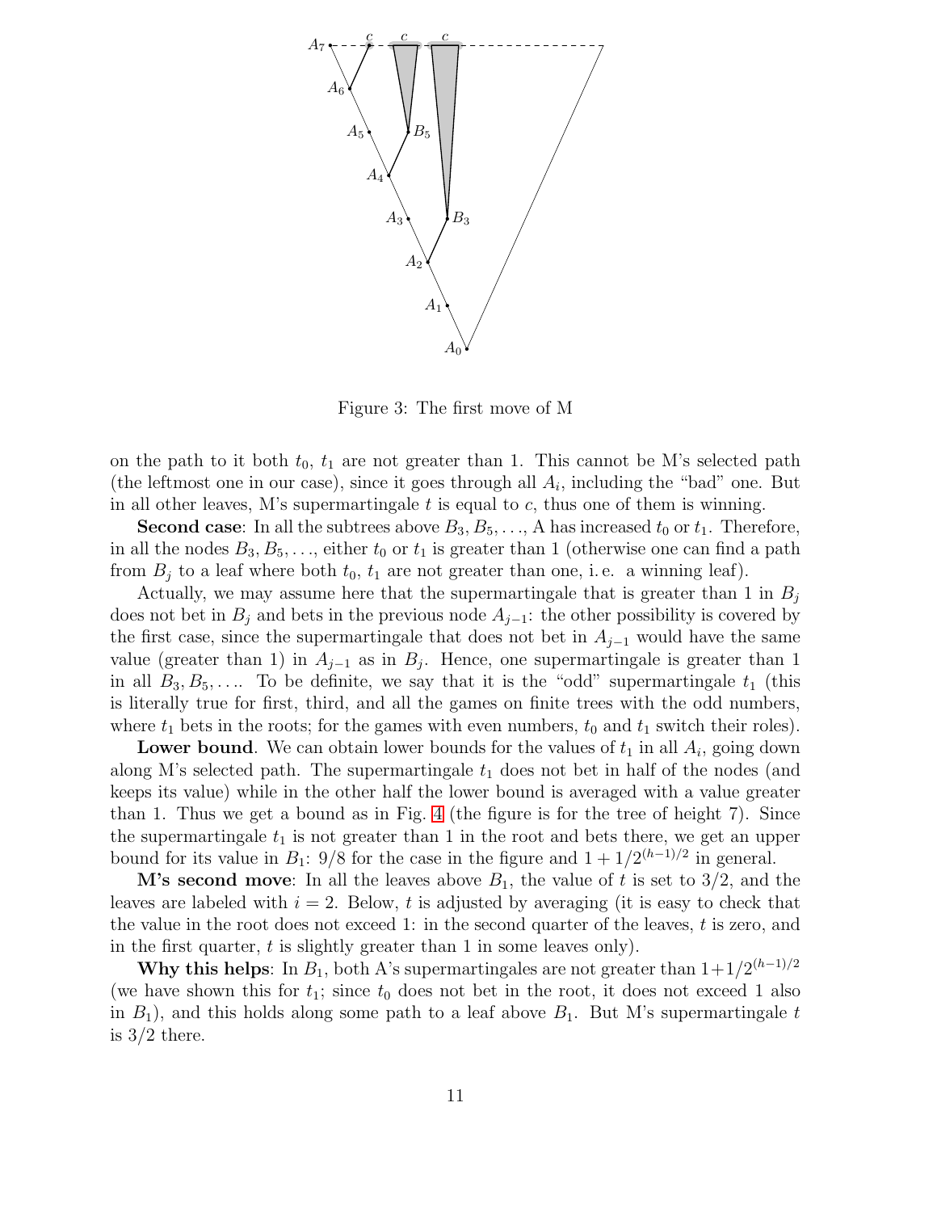Figure 3: The first move of M

on the path to it both $t_0$, $t_1$ are not greater than 1. This cannot be M's selected path (the leftmost one in our case), since it goes through all $A_i$, including the "bad" one. But in all other leaves, M's supermartingale $t$ is equal to $c$, thus one of them is winning.

**Second case**: In all the subtrees above $B_3, B_5, \ldots$, A has increased $t_0$ or $t_1$. Therefore, in all the nodes $B_3, B_5, \ldots$, either $t_0$ or $t_1$ is greater than 1 (otherwise one can find a path from $B_j$ to a leaf where both $t_0$, $t_1$ are not greater than one, i.e. a winning leaf).

Actually, we may assume here that the supermartingale that is greater than 1 in $B_j$ does not bet in $B_j$ and bets in the previous node $A_{j-1}$: the other possibility is covered by the first case, since the supermartingale that does not bet in $A_{j-1}$ would have the same value (greater than 1) in $A_{j-1}$ as in $B_j$. Hence, one supermartingale is greater than 1 in all $B_3, B_5, \ldots$. To be definite, we say that it is the "odd" supermartingale $t_1$ (this is literally true for first, third, and all the games on finite trees with the odd numbers, where $t_1$ bets in the roots; for the games with even numbers, $t_0$ and $t_1$ switch their roles).

**Lower bound**. We can obtain lower bounds for the values of $t_1$ in all $A_i$, going down along M's selected path. The supermartingale $t_1$ does not bet in half of the nodes (and keeps its value) while in the other half the lower bound is averaged with a value greater than 1. Thus we get a bound as in Fig. 4 (the figure is for the tree of height 7). Since the supermartingale $t_1$ is not greater than 1 in the root and bets there, we get an upper bound for its value in $B_1$: $9/8$ for the case in the figure and $1 + 1/2^{(h-1)/2}$ in general.

**M's second move**: In all the leaves above $B_1$, the value of $t$ is set to $3/2$, and the leaves are labeled with $i = 2$. Below, $t$ is adjusted by averaging (it is easy to check that the value in the root does not exceed 1: in the second quarter of the leaves, $t$ is zero, and in the first quarter, $t$ is slightly greater than 1 in some leaves only).

**Why this helps**: In $B_1$, both A's supermartingales are not greater than $1+1/2^{(h-1)/2}$ (we have shown this for $t_1$; since $t_0$ does not bet in the root, it does not exceed 1 also in $B_1$), and this holds along some path to a leaf above $B_1$. But M's supermartingale $t$ is $3/2$ there.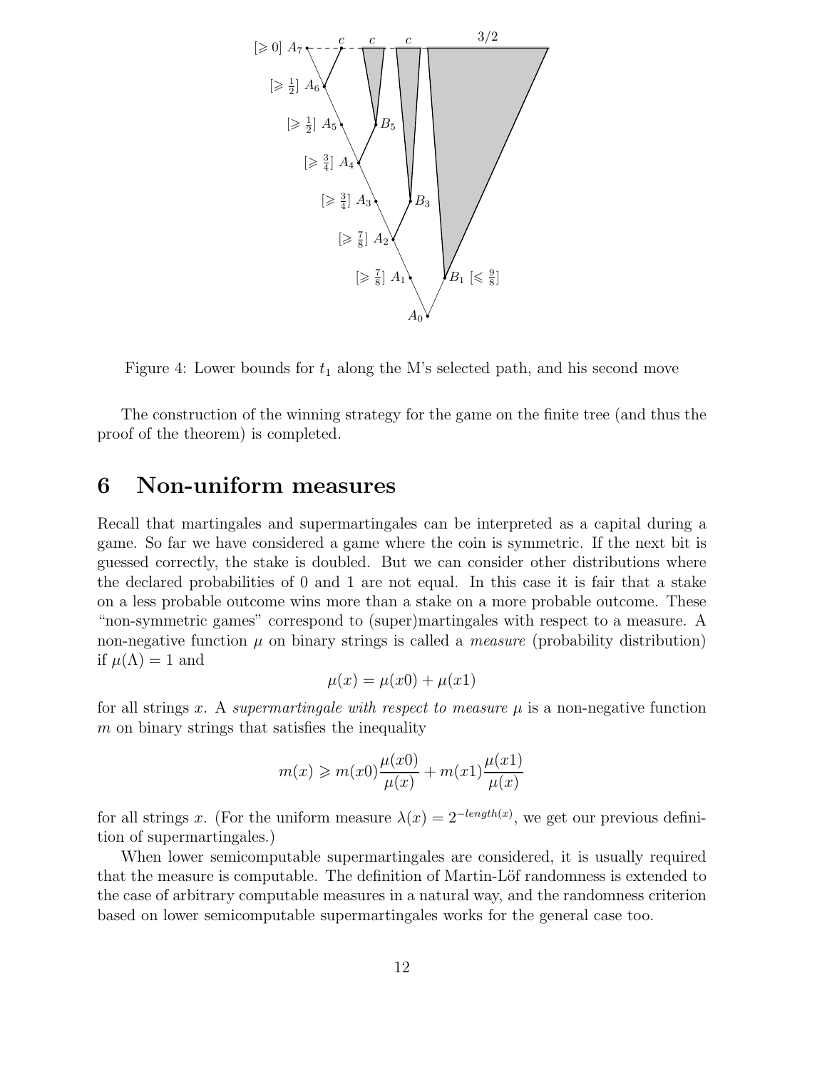Figure 4: Lower bounds for $t_1$ along the M's selected path, and his second move

The construction of the winning strategy for the game on the finite tree (and thus the proof of the theorem) is completed.

## 6 Non-uniform measures

Recall that martingales and supermartingales can be interpreted as a capital during a game. So far we have considered a game where the coin is symmetric. If the next bit is guessed correctly, the stake is doubled. But we can consider other distributions where the declared probabilities of 0 and 1 are not equal. In this case it is fair that a stake on a less probable outcome wins more than a stake on a more probable outcome. These "non-symmetric games" correspond to (super)martingales with respect to a measure. A non-negative function $\mu$ on binary strings is called a *measure* (probability distribution) if $\mu(\Lambda) = 1$ and

$$\mu(x) = \mu(x0) + \mu(x1)$$

for all strings $x$. A *supermartingale with respect to measure* $\mu$ is a non-negative function $m$ on binary strings that satisfies the inequality

$$m(x) \geqslant m(x0)\frac{\mu(x0)}{\mu(x)} + m(x1)\frac{\mu(x1)}{\mu(x)}$$

for all strings $x$. (For the uniform measure $\lambda(x) = 2^{-length(x)}$, we get our previous definition of supermartingales.)

When lower semicomputable supermartingales are considered, it is usually required that the measure is computable. The definition of Martin-Löf randomness is extended to the case of arbitrary computable measures in a natural way, and the randomness criterion based on lower semicomputable supermartingales works for the general case too.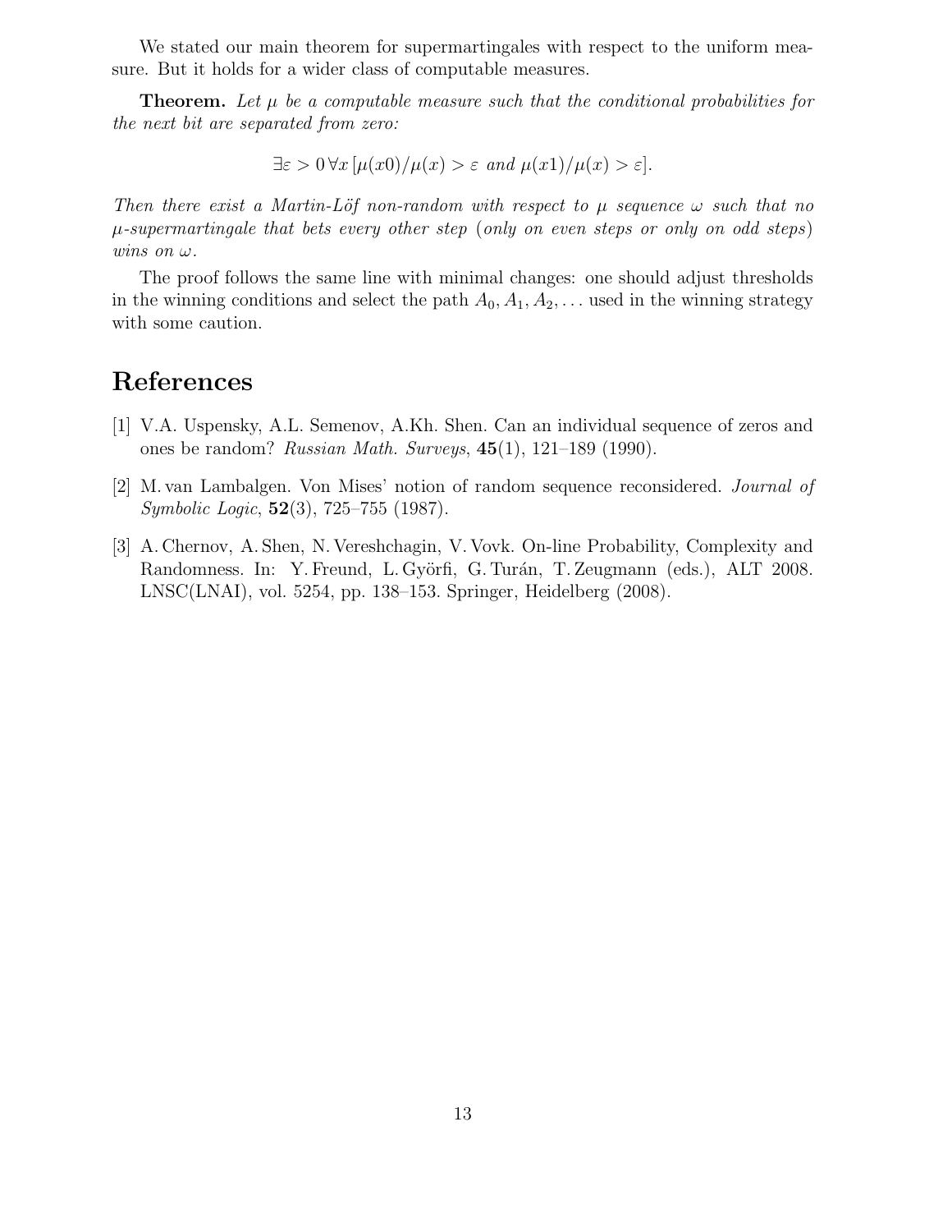We stated our main theorem for supermartingales with respect to the uniform measure. But it holds for a wider class of computable measures.

**Theorem.** *Let $\mu$ be a computable measure such that the conditional probabilities for the next bit are separated from zero:*

$$\exists \varepsilon > 0\, \forall x\, [\mu(x0)/\mu(x) > \varepsilon \text{ and } \mu(x1)/\mu(x) > \varepsilon].$$

*Then there exist a Martin-Löf non-random with respect to $\mu$ sequence $\omega$ such that no $\mu$-supermartingale that bets every other step (only on even steps or only on odd steps) wins on $\omega$.*

The proof follows the same line with minimal changes: one should adjust thresholds in the winning conditions and select the path $A_0, A_1, A_2, \ldots$ used in the winning strategy with some caution.

## References

[1] V.A. Uspensky, A.L. Semenov, A.Kh. Shen. Can an individual sequence of zeros and ones be random? *Russian Math. Surveys*, **45**(1), 121–189 (1990).

[2] M. van Lambalgen. Von Mises' notion of random sequence reconsidered. *Journal of Symbolic Logic*, **52**(3), 725–755 (1987).

[3] A. Chernov, A. Shen, N. Vereshchagin, V. Vovk. On-line Probability, Complexity and Randomness. In: Y. Freund, L. Györfi, G. Turán, T. Zeugmann (eds.), ALT 2008. LNSC(LNAI), vol. 5254, pp. 138–153. Springer, Heidelberg (2008).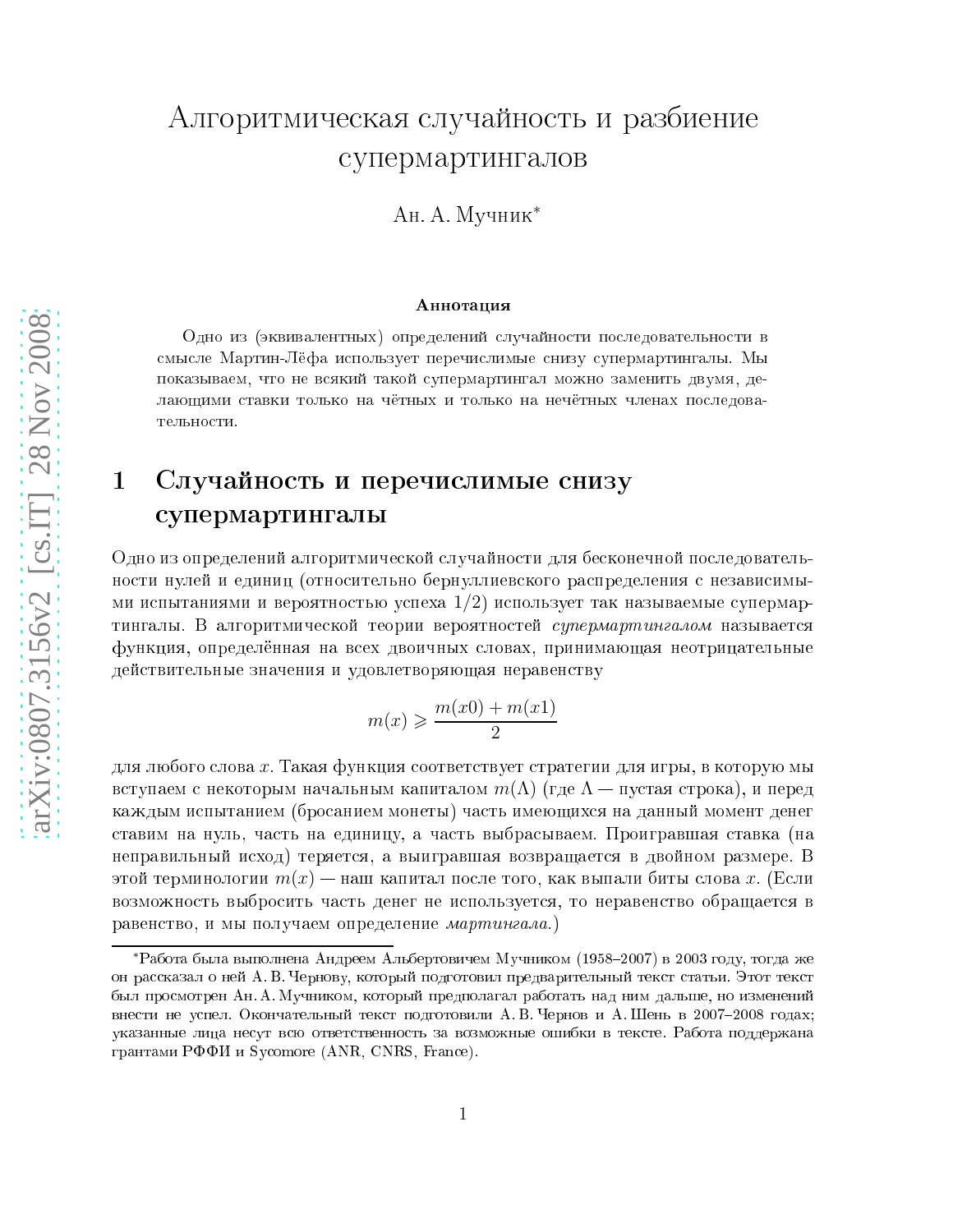# Алгоритмическая случайность и разбиение супермартингалов

Ан. А. Мучник*

**Аннотация**

Одно из (эквивалентных) определений случайности последовательности в смысле Мартин-Лёфа использует перечислимые снизу супермартингалы. Мы показываем, что не всякий такой супермартингал можно заменить двумя, делающими ставки только на чётных и только на нечётных членах последовательности.

## 1 Случайность и перечислимые снизу супермартингалы

Одно из определений алгоритмической случайности для бесконечной последовательности нулей и единиц (относительно бернуллиевского распределения с независимыми испытаниями и вероятностью успеха 1/2) использует так называемые супермартингалы. В алгоритмической теории вероятностей *супермартингалом* называется функция, определённая на всех двоичных словах, принимающая неотрицательные действительные значения и удовлетворяющая неравенству

$$m(x) \geqslant \frac{m(x0) + m(x1)}{2}$$

для любого слова $x$. Такая функция соответствует стратегии для игры, в которую мы вступаем с некоторым начальным капиталом $m(\Lambda)$ (где $\Lambda$ — пустая строка), и перед каждым испытанием (бросанием монеты) часть имеющихся на данный момент денег ставим на нуль, часть на единицу, а часть выбрасываем. Проигравшая ставка (на неправильный исход) теряется, а выигравшая возвращается в двойном размере. В этой терминологии $m(x)$ — наш капитал после того, как выпали биты слова $x$. (Если возможность выбросить часть денег не используется, то неравенство обращается в равенство, и мы получаем определение *мартингала*.)

---

*Работа была выполнена Андреем Альбертовичем Мучником (1958–2007) в 2003 году, тогда же он рассказал о ней А. В. Чернову, который подготовил предварительный текст статьи. Этот текст был просмотрен Ан. А. Мучником, который предполагал работать над ним дальше, но изменений внести не успел. Окончательный текст подготовили А. В. Чернов и А. Шень в 2007–2008 годах; указанные лица несут всю ответственность за возможные ошибки в тексте. Работа поддержана грантами РФФИ и Sycomore (ANR, CNRS, France).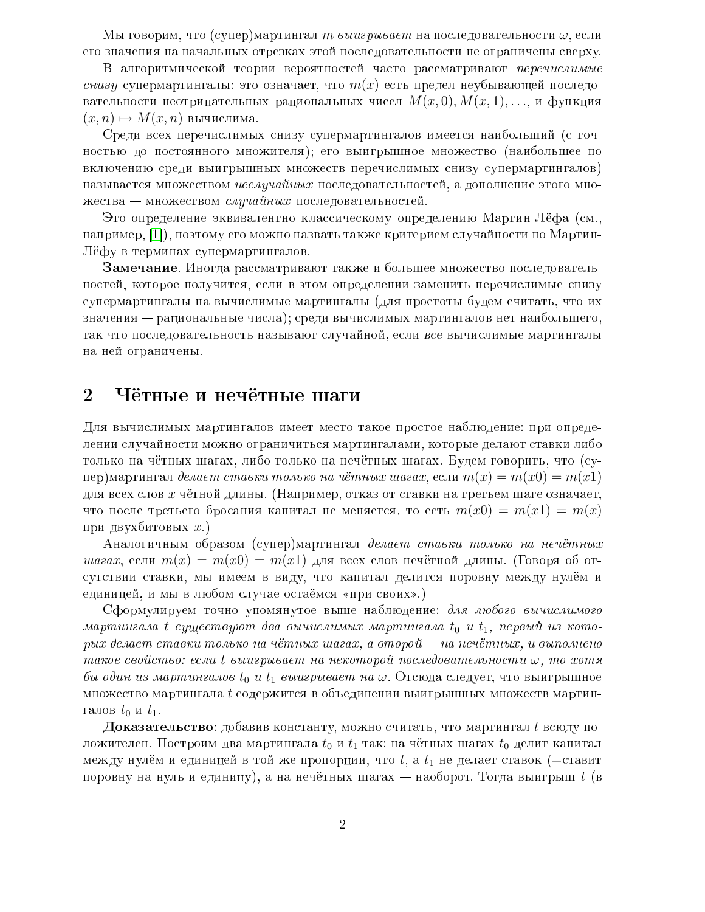Мы говорим, что (супер)мартингал $m$ *выигрывает* на последовательности $\omega$, если его значения на начальных отрезках этой последовательности не ограничены сверху.

В алгоритмической теории вероятностей часто рассматривают *перечислимые снизу* супермартингалы: это означает, что $m(x)$ есть предел неубывающей последовательности неотрицательных рациональных чисел $M(x, 0), M(x, 1), \ldots$, и функция $(x, n) \mapsto M(x, n)$ вычислима.

Среди всех перечислимых снизу супермартингалов имеется наибольший (с точностью до постоянного множителя); его выигрышное множество (наибольшее по включению среди выигрышных множеств перечислимых снизу супермартингалов) называется множеством *неслучайных* последовательностей, а дополнение этого множества — множеством *случайных* последовательностей.

Это определение эквивалентно классическому определению Мартин-Лёфа (см., например, [1]), поэтому его можно назвать также критерием случайности по Мартин-Лёфу в терминах супермартингалов.

**Замечание**. Иногда рассматривают также и большее множество последовательностей, которое получится, если в этом определении заменить перечислимые снизу супермартингалы на вычислимые мартингалы (для простоты будем считать, что их значения — рациональные числа); среди вычислимых мартингалов нет наибольшего, так что последовательность называют случайной, если *все* вычислимые мартингалы на ней ограничены.

## 2 Чётные и нечётные шаги

Для вычислимых мартингалов имеет место такое простое наблюдение: при определении случайности можно ограничиться мартингалами, которые делают ставки либо только на чётных шагах, либо только на нечётных шагах. Будем говорить, что (супер)мартингал *делает ставки только на чётных шагах*, если $m(x) = m(x0) = m(x1)$ для всех слов $x$ чётной длины. (Например, отказ от ставки на третьем шаге означает, что после третьего бросания капитал не меняется, то есть $m(x0) = m(x1) = m(x)$ при двухбитовых $x$.)

Аналогичным образом (супер)мартингал *делает ставки только на нечётных шагах*, если $m(x) = m(x0) = m(x1)$ для всех слов нечётной длины. (Говоря об отсутствии ставки, мы имеем в виду, что капитал делится поровну между нулём и единицей, и мы в любом случае остаёмся «при своих».)

Сформулируем точно упомянутое выше наблюдение: *для любого вычислимого мартингала $t$ существуют два вычислимых мартингала $t_0$ и $t_1$, первый из которых делает ставки только на чётных шагах, а второй — на нечётных, и выполнено такое свойство: если $t$ выигрывает на некоторой последовательности $\omega$, то хотя бы один из мартингалов $t_0$ и $t_1$ выигрывает на $\omega$.* Отсюда следует, что выигрышное множество мартингала $t$ содержится в объединении выигрышных множеств мартингалов $t_0$ и $t_1$.

**Доказательство**: добавив константу, можно считать, что мартингал $t$ всюду положителен. Построим два мартингала $t_0$ и $t_1$ так: на чётных шагах $t_0$ делит капитал между нулём и единицей в той же пропорции, что $t$, а $t_1$ не делает ставок (=ставит поровну на нуль и единицу), а на нечётных шагах — наоборот. Тогда выигрыш $t$ (в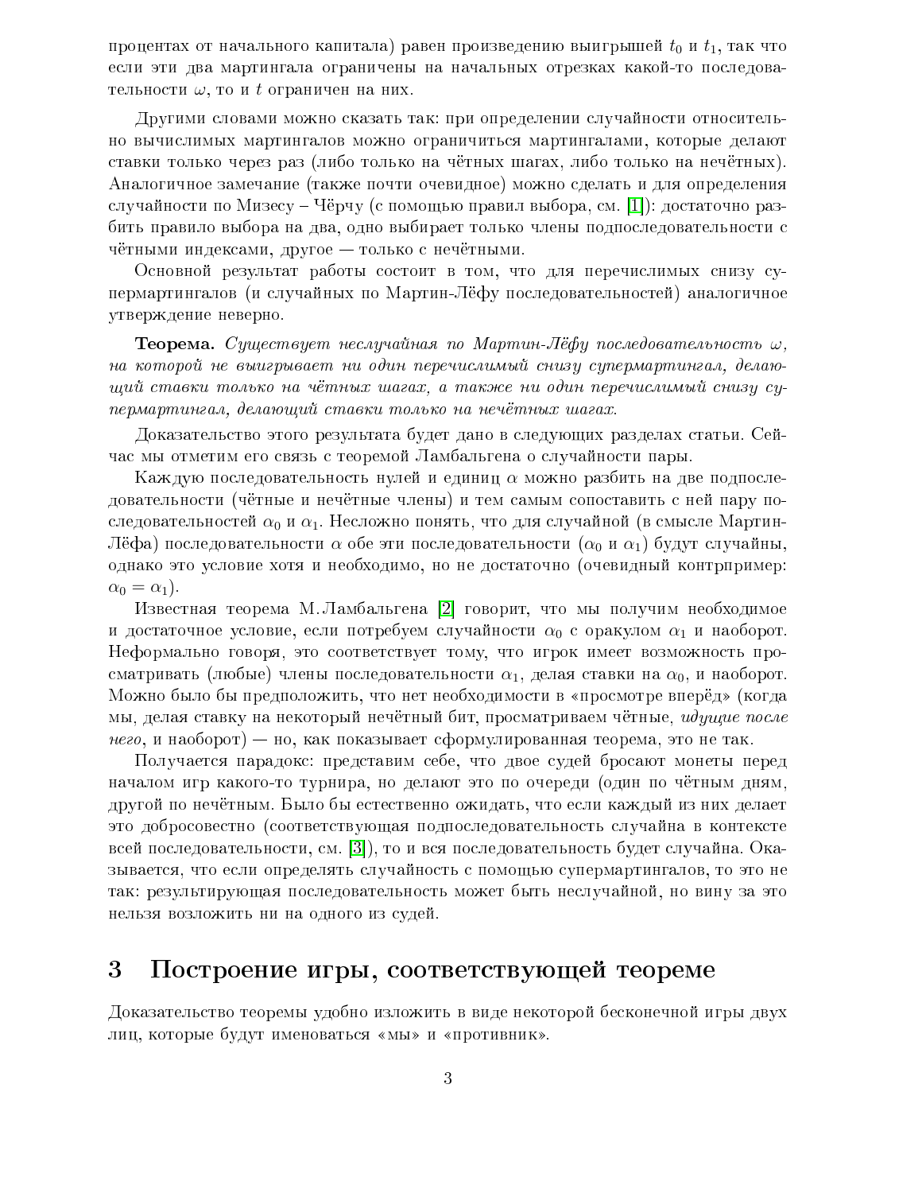процентах от начального капитала) равен произведению выигрышей $t_0$ и $t_1$, так что если эти два мартингала ограничены на начальных отрезках какой-то последовательности $\omega$, то и $t$ ограничен на них.

Другими словами можно сказать так: при определении случайности относительно вычислимых мартингалов можно ограничиться мартингалами, которые делают ставки только через раз (либо только на чётных шагах, либо только на нечётных). Аналогичное замечание (также почти очевидное) можно сделать и для определения случайности по Мизесу – Чёрчу (с помощью правил выбора, см. [1]): достаточно разбить правило выбора на два, одно выбирает только члены подпоследовательности с чётными индексами, другое — только с нечётными.

Основной результат работы состоит в том, что для перечислимых снизу супермартингалов (и случайных по Мартин-Лёфу последовательностей) аналогичное утверждение неверно.

**Теорема.** *Существует неслучайная по Мартин-Лёфу последовательность $\omega$, на которой не выигрывает ни один перечислимый снизу супермартингал, делающий ставки только на чётных шагах, а также ни один перечислимый снизу супермартингал, делающий ставки только на нечётных шагах.*

Доказательство этого результата будет дано в следующих разделах статьи. Сейчас мы отметим его связь с теоремой Ламбальгена о случайности пары.

Каждую последовательность нулей и единиц $\alpha$ можно разбить на две подпоследовательности (чётные и нечётные члены) и тем самым сопоставить с ней пару последовательностей $\alpha_0$ и $\alpha_1$. Несложно понять, что для случайной (в смысле Мартин-Лёфа) последовательности $\alpha$ обе эти последовательности ($\alpha_0$ и $\alpha_1$) будут случайны, однако это условие хотя и необходимо, но не достаточно (очевидный контрпример: $\alpha_0 = \alpha_1$).

Известная теорема М.Ламбальгена [2] говорит, что мы получим необходимое и достаточное условие, если потребуем случайности $\alpha_0$ с оракулом $\alpha_1$ и наоборот. Неформально говоря, это соответствует тому, что игрок имеет возможность просматривать (любые) члены последовательности $\alpha_1$, делая ставки на $\alpha_0$, и наоборот. Можно было бы предположить, что нет необходимости в «просмотре вперёд» (когда мы, делая ставку на некоторый нечётный бит, просматриваем чётные, *идущие после него*, и наоборот) — но, как показывает сформулированная теорема, это не так.

Получается парадокс: представим себе, что двое судей бросают монеты перед началом игр какого-то турнира, но делают это по очереди (один по чётным дням, другой по нечётным. Было бы естественно ожидать, что если каждый из них делает это добросовестно (соответствующая подпоследовательность случайна в контексте всей последовательности, см. [3]), то и вся последовательность будет случайна. Оказывается, что если определять случайность с помощью супермартингалов, то это не так: результирующая последовательность может быть неслучайной, но вину за это нельзя возложить ни на одного из судей.

## 3 Построение игры, соответствующей теореме

Доказательство теоремы удобно изложить в виде некоторой бесконечной игры двух лиц, которые будут именоваться «мы» и «противник».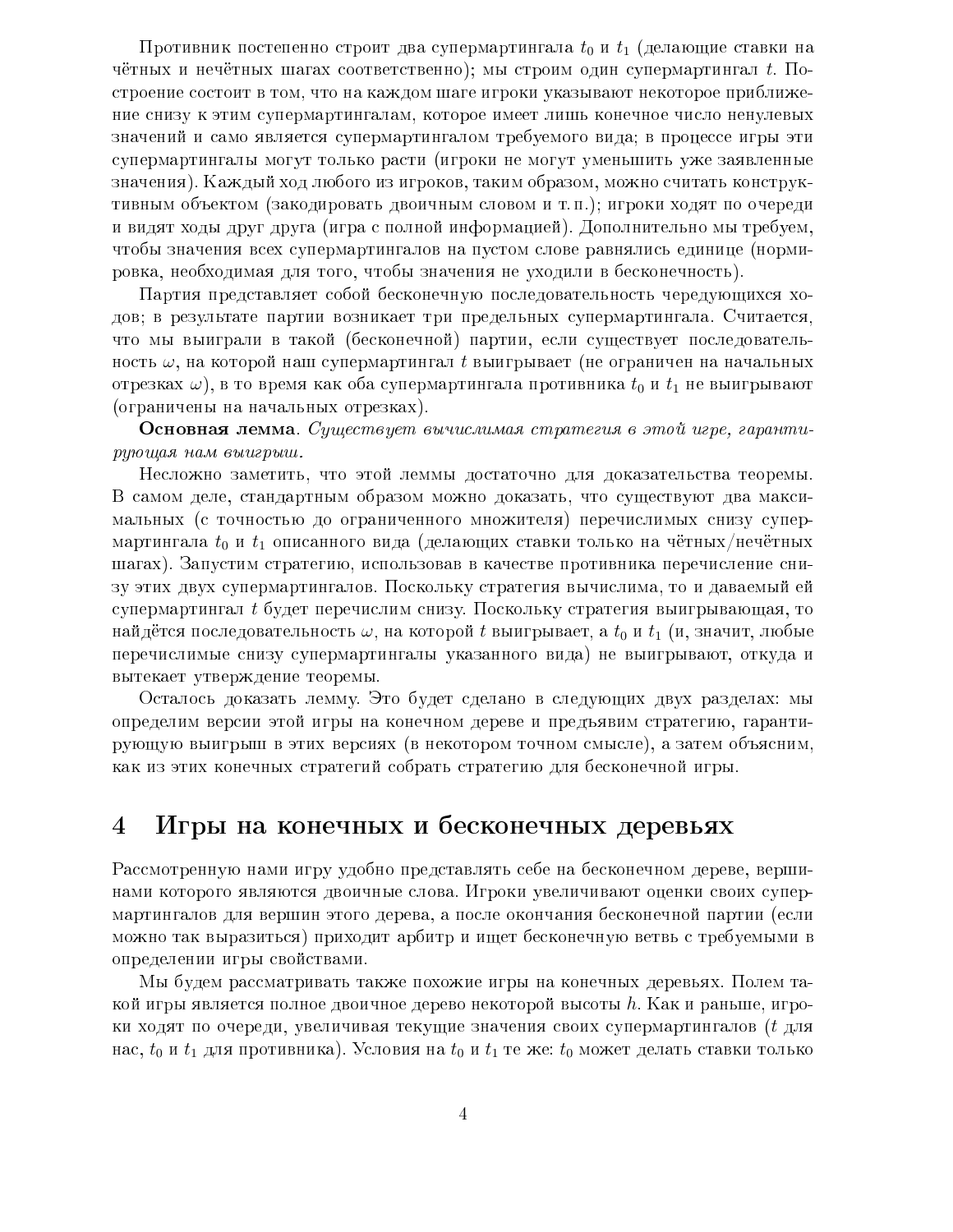Противник постепенно строит два супермартингала $t_0$ и $t_1$ (делающие ставки на чётных и нечётных шагах соответственно); мы строим один супермартингал $t$. Построение состоит в том, что на каждом шаге игроки указывают некоторое приближение снизу к этим супермартингалам, которое имеет лишь конечное число ненулевых значений и само является супермартингалом требуемого вида; в процессе игры эти супермартингалы могут только расти (игроки не могут уменьшить уже заявленные значения). Каждый ход любого из игроков, таким образом, можно считать конструктивным объектом (закодировать двоичным словом и т. п.); игроки ходят по очереди и видят ходы друг друга (игра с полной информацией). Дополнительно мы требуем, чтобы значения всех супермартингалов на пустом слове равнялись единице (нормировка, необходимая для того, чтобы значения не уходили в бесконечность).

Партия представляет собой бесконечную последовательность чередующихся ходов; в результате партии возникает три предельных супермартингала. Считается, что мы выиграли в такой (бесконечной) партии, если существует последовательность $\omega$, на которой наш супермартингал $t$ выигрывает (не ограничен на начальных отрезках $\omega$), в то время как оба супермартингала противника $t_0$ и $t_1$ не выигрывают (ограничены на начальных отрезках).

**Основная лемма**. *Существует вычислимая стратегия в этой игре, гарантирующая нам выигрыш.*

Несложно заметить, что этой леммы достаточно для доказательства теоремы. В самом деле, стандартным образом можно доказать, что существуют два максимальных (с точностью до ограниченного множителя) перечислимых снизу супермартингала $t_0$ и $t_1$ описанного вида (делающих ставки только на чётных/нечётных шагах). Запустим стратегию, использовав в качестве противника перечисление снизу этих двух супермартингалов. Поскольку стратегия вычислима, то и даваемый ей супермартингал $t$ будет перечислим снизу. Поскольку стратегия выигрывающая, то найдётся последовательность $\omega$, на которой $t$ выигрывает, а $t_0$ и $t_1$ (и, значит, любые перечислимые снизу супермартингалы указанного вида) не выигрывают, откуда и вытекает утверждение теоремы.

Осталось доказать лемму. Это будет сделано в следующих двух разделах: мы определим версии этой игры на конечном дереве и предъявим стратегию, гарантирующую выигрыш в этих версиях (в некотором точном смысле), а затем объясним, как из этих конечных стратегий собрать стратегию для бесконечной игры.

## 4 Игры на конечных и бесконечных деревьях

Рассмотренную нами игру удобно представлять себе на бесконечном дереве, вершинами которого являются двоичные слова. Игроки увеличивают оценки своих супермартингалов для вершин этого дерева, а после окончания бесконечной партии (если можно так выразиться) приходит арбитр и ищет бесконечную ветвь с требуемыми в определении игры свойствами.

Мы будем рассматривать также похожие игры на конечных деревьях. Полем такой игры является полное двоичное дерево некоторой высоты $h$. Как и раньше, игроки ходят по очереди, увеличивая текущие значения своих супермартингалов ($t$ для нас, $t_0$ и $t_1$ для противника). Условия на $t_0$ и $t_1$ те же: $t_0$ может делать ставки только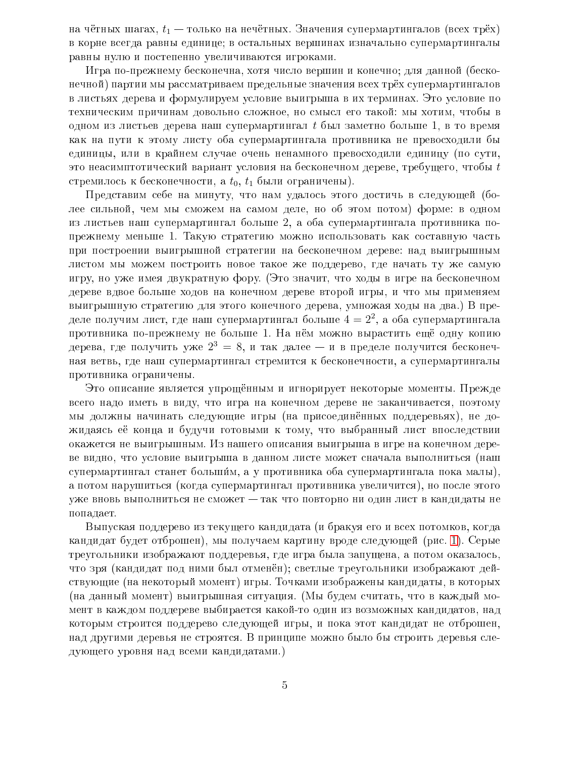на чётных шагах, $t_1$ — только на нечётных. Значения супермартингалов (всех трёх) в корне всегда равны единице; в остальных вершинах изначально супермартингалы равны нулю и постепенно увеличиваются игроками.

Игра по-прежнему бесконечна, хотя число вершин и конечно; для данной (бесконечной) партии мы рассматриваем предельные значения всех трёх супермартингалов в листьях дерева и формулируем условие выигрыша в их терминах. Это условие по техническим причинам довольно сложное, но смысл его такой: мы хотим, чтобы в одном из листьев дерева наш супермартингал $t$ был заметно больше 1, в то время как на пути к этому листу оба супермартингала противника не превосходили бы единицы, или в крайнем случае очень ненамного превосходили единицу (по сути, это неасимптотический вариант условия на бесконечном дереве, требующего, чтобы $t$ стремилось к бесконечности, а $t_0$, $t_1$ были ограничены).

Представим себе на минуту, что нам удалось этого достичь в следующей (более сильной, чем мы сможем на самом деле, но об этом потом) форме: в одном из листьев наш супермартингал больше 2, а оба супермартингала противника по-прежнему меньше 1. Такую стратегию можно использовать как составную часть при построении выигрышной стратегии на бесконечном дереве: над выигрышным листом мы можем построить новое такое же поддерево, где начать ту же самую игру, но уже имея двукратную фору. (Это значит, что ходы в игре на бесконечном дереве вдвое больше ходов на конечном дереве второй игры, и что мы применяем выигрышную стратегию для этого конечного дерева, умножая ходы на два.) В пределе получим лист, где наш супермартингал больше $4 = 2^2$, а оба супермартингала противника по-прежнему не больше 1. На нём можно вырастить ещё одну копию дерева, где получить уже $2^3 = 8$, и так далее — и в пределе получится бесконечная ветвь, где наш супермартингал стремится к бесконечности, а супермартингалы противника ограничены.

Это описание является упрощённым и игнорирует некоторые моменты. Прежде всего надо иметь в виду, что игра на конечном дереве не заканчивается, поэтому мы должны начинать следующие игры (на присоединённых поддеревьях), не дожидаясь её конца и будучи готовыми к тому, что выбранный лист впоследствии окажется не выигрышным. Из нашего описания выигрыша в игре на конечном дереве видно, что условие выигрыша в данном листе может сначала выполниться (наш супермартингал станет больши́м, а у противника оба супермартингала пока малы), а потом нарушиться (когда супермартингал противника увеличится), но после этого уже вновь выполниться не сможет — так что повторно ни один лист в кандидаты не попадает.

Выпуская поддерево из текущего кандидата (и бракуя его и всех потомков, когда кандидат будет отброшен), мы получаем картину вроде следующей (рис. 1). Серые треугольники изображают поддеревья, где игра была запущена, а потом оказалось, что зря (кандидат под ними был отменён); светлые треугольники изображают действующие (на некоторый момент) игры. Точками изображены кандидаты, в которых (на данный момент) выигрышная ситуация. (Мы будем считать, что в каждый момент в каждом поддереве выбирается какой-то один из возможных кандидатов, над которым строится поддерево следующей игры, и пока этот кандидат не отброшен, над другими деревья не строятся. В принципе можно было бы строить деревья следующего уровня над всеми кандидатами.)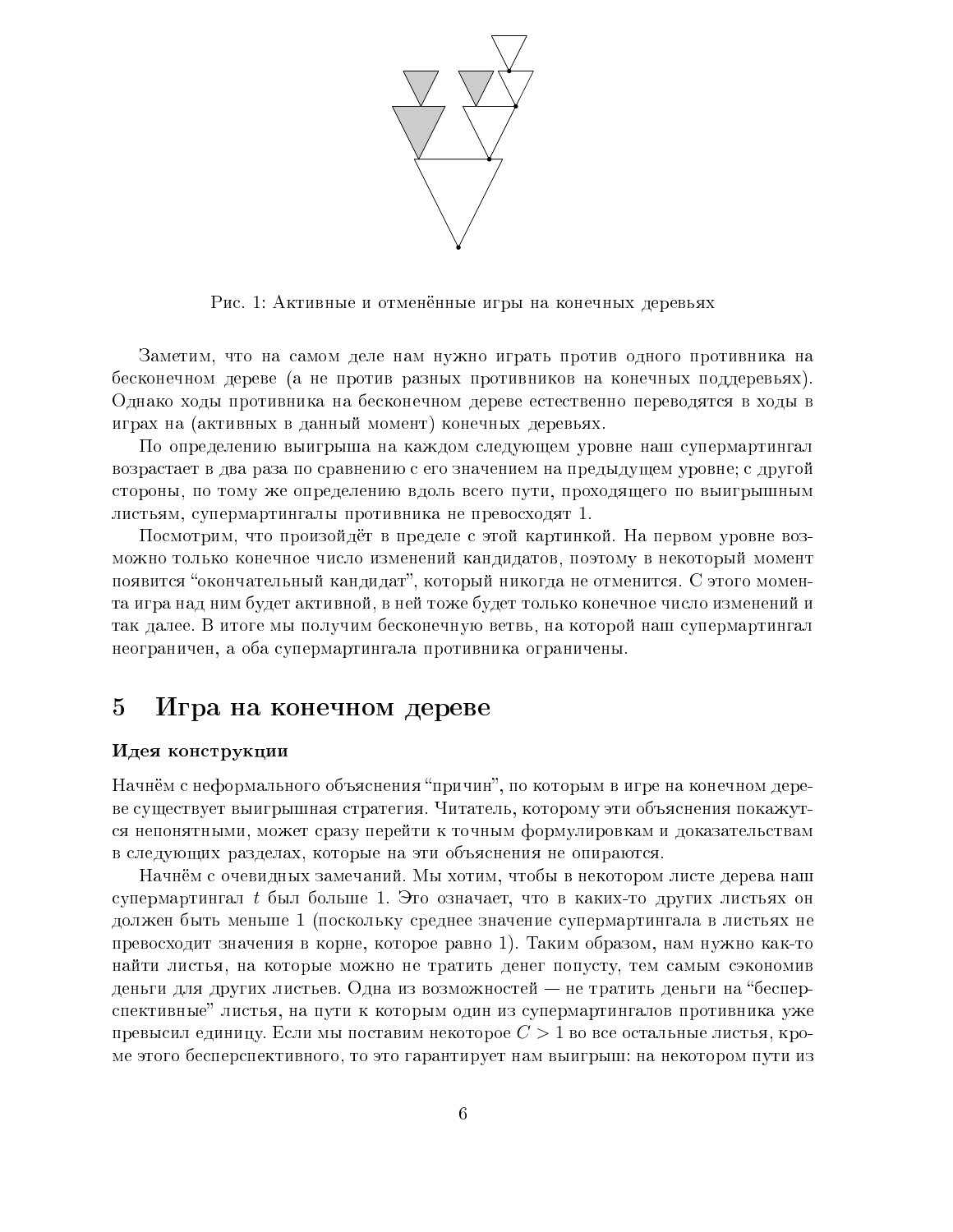Рис. 1: Активные и отменённые игры на конечных деревьях

Заметим, что на самом деле нам нужно играть против одного противника на бесконечном дереве (а не против разных противников на конечных поддеревьях). Однако ходы противника на бесконечном дереве естественно переводятся в ходы в играх на (активных в данный момент) конечных деревьях.

По определению выигрыша на каждом следующем уровне наш супермартингал возрастает в два раза по сравнению с его значением на предыдущем уровне; с другой стороны, по тому же определению вдоль всего пути, проходящего по выигрышным листьям, супермартингалы противника не превосходят 1.

Посмотрим, что произойдёт в пределе с этой картинкой. На первом уровне возможно только конечное число изменений кандидатов, поэтому в некоторый момент появится "окончательный кандидат", который никогда не отменится. С этого момента игра над ним будет активной, в ней тоже будет только конечное число изменений и так далее. В итоге мы получим бесконечную ветвь, на которой наш супермартингал неограничен, а оба супермартингала противника ограничены.

# 5 Игра на конечном дереве

### Идея конструкции

Начнём с неформального объяснения "причин", по которым в игре на конечном дереве существует выигрышная стратегия. Читатель, которому эти объяснения покажутся непонятными, может сразу перейти к точным формулировкам и доказательствам в следующих разделах, которые на эти объяснения не опираются.

Начнём с очевидных замечаний. Мы хотим, чтобы в некотором листе дерева наш супермартингал $t$ был больше 1. Это означает, что в каких-то других листьях он должен быть меньше 1 (поскольку среднее значение супермартингала в листьях не превосходит значения в корне, которое равно 1). Таким образом, нам нужно как-то найти листья, на которые можно не тратить денег попусту, тем самым сэкономив деньги для других листьев. Одна из возможностей — не тратить деньги на "бесперспективные" листья, на пути к которым один из супермартингалов противника уже превысил единицу. Если мы поставим некоторое $C > 1$ во все остальные листья, кроме этого бесперспективного, то это гарантирует нам выигрыш: на некотором пути из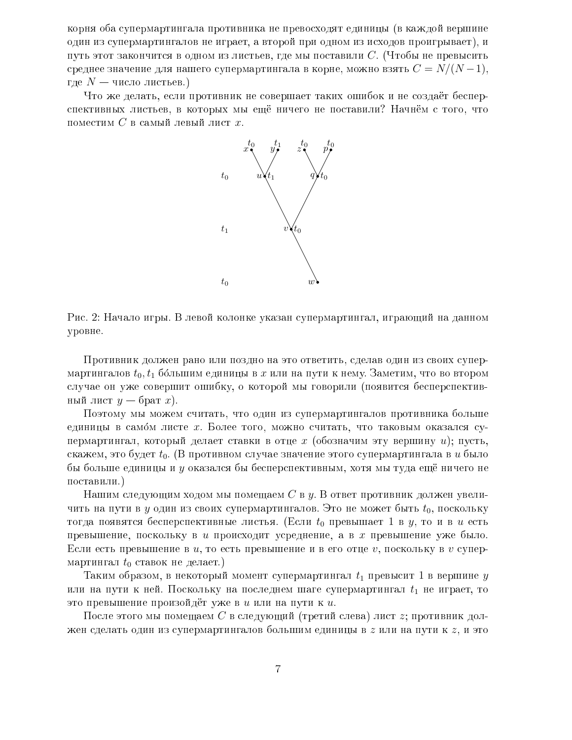корня оба супермартингала противника не превосходят единицы (в каждой вершине один из супермартингалов не играет, а второй при одном из исходов проигрывает), и путь этот закончится в одном из листьев, где мы поставили $C$. (Чтобы не превысить среднее значение для нашего супермартингала в корне, можно взять $C = N/(N-1)$, где $N$ — число листьев.)

Что же делать, если противник не совершает таких ошибок и не создаёт бесперспективных листьев, в которых мы ещё ничего не поставили? Начнём с того, что поместим $C$ в самый левый лист $x$.

Рис. 2: Начало игры. В левой колонке указан супермартингал, играющий на данном уровне.

Противник должен рано или поздно на это ответить, сделав один из своих супермартингалов $t_0, t_1$ бо́льшим единицы в $x$ или на пути к нему. Заметим, что во втором случае он уже совершит ошибку, о которой мы говорили (появится бесперспективный лист $y$ — брат $x$).

Поэтому мы можем считать, что один из супермартингалов противника больше единицы в само́м листе $x$. Более того, можно считать, что таковым оказался супермартингал, который делает ставки в отце $x$ (обозначим эту вершину $u$); пусть, скажем, это будет $t_0$. (В противном случае значение этого супермартингала в $u$ было бы больше единицы и $y$ оказался бы бесперспективным, хотя мы туда ещё ничего не поставили.)

Нашим следующим ходом мы помещаем $C$ в $y$. В ответ противник должен увеличить на пути в $y$ один из своих супермартингалов. Это не может быть $t_0$, поскольку тогда появятся бесперспективные листья. (Если $t_0$ превышает 1 в $y$, то и в $u$ есть превышение, поскольку в $u$ происходит усреднение, а в $x$ превышение уже было. Если есть превышение в $u$, то есть превышение и в его отце $v$, поскольку в $v$ супермартингал $t_0$ ставок не делает.)

Таким образом, в некоторый момент супермартингал $t_1$ превысит 1 в вершине $y$ или на пути к ней. Поскольку на последнем шаге супермартингал $t_1$ не играет, то это превышение произойдёт уже в $u$ или на пути к $u$.

После этого мы помещаем $C$ в следующий (третий слева) лист $z$; противник должен сделать один из супермартингалов большим единицы в $z$ или на пути к $z$, и это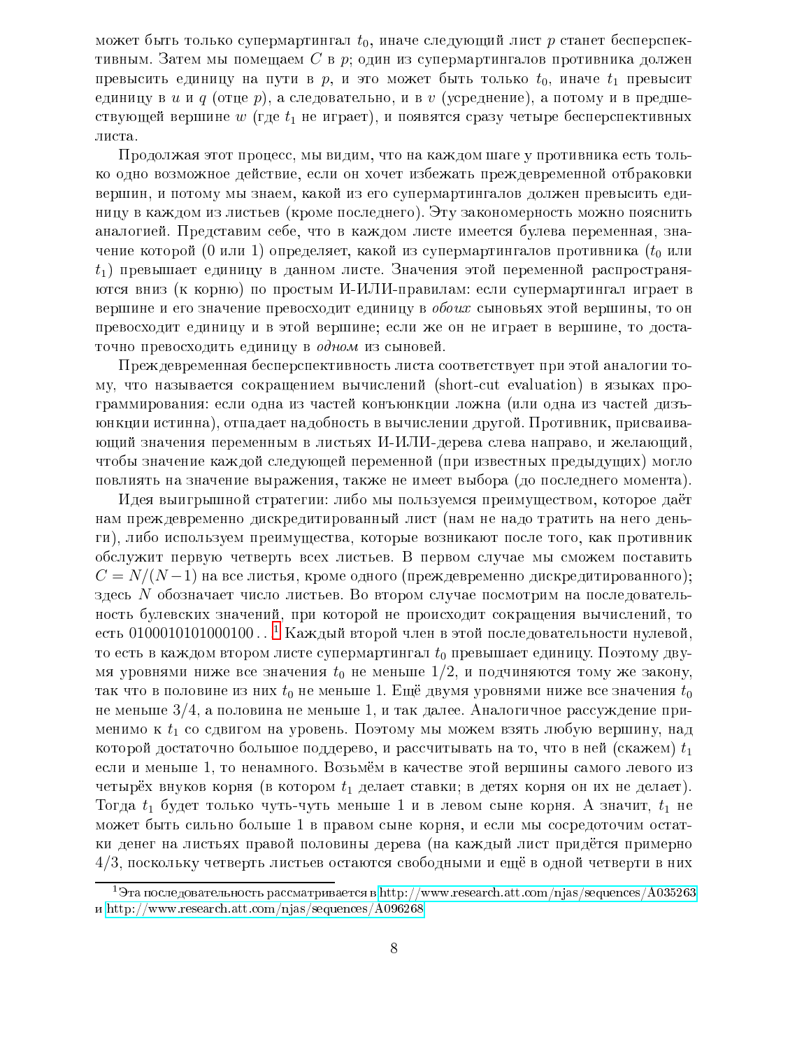может быть только супермартингал $t_0$, иначе следующий лист $p$ станет бесперспективным. Затем мы помещаем $C$ в $p$; один из супермартингалов противника должен превысить единицу на пути в $p$, и это может быть только $t_0$, иначе $t_1$ превысит единицу в $u$ и $q$ (отце $p$), а следовательно, и в $v$ (усреднение), а потому и в предшествующей вершине $w$ (где $t_1$ не играет), и появятся сразу четыре бесперспективных листа.

Продолжая этот процесс, мы видим, что на каждом шаге у противника есть только одно возможное действие, если он хочет избежать преждевременной отбраковки вершин, и потому мы знаем, какой из его супермартингалов должен превысить единицу в каждом из листьев (кроме последнего). Эту закономерность можно пояснить аналогией. Представим себе, что в каждом листе имеется булева переменная, значение которой (0 или 1) определяет, какой из супермартингалов противника ($t_0$ или $t_1$) превышает единицу в данном листе. Значения этой переменной распространяются вниз (к корню) по простым И-ИЛИ-правилам: если супермартингал играет в вершине и его значение превосходит единицу в *обоих* сыновьях этой вершины, то он превосходит единицу и в этой вершине; если же он не играет в вершине, то достаточно превосходить единицу в *одном* из сыновей.

Преждевременная бесперспективность листа соответствует при этой аналогии тому, что называется сокращением вычислений (short-cut evaluation) в языках программирования: если одна из частей конъюнкции ложна (или одна из частей дизъюнкции истинна), отпадает надобность в вычислении другой. Противник, присваивающий значения переменным в листьях И-ИЛИ-дерева слева направо, и желающий, чтобы значение каждой следующей переменной (при известных предыдущих) могло повлиять на значение выражения, также не имеет выбора (до последнего момента).

Идея выигрышной стратегии: либо мы пользуемся преимуществом, которое даёт нам преждевременно дискредитированный лист (нам не надо тратить на него деньги), либо используем преимущества, которые возникают после того, как противник обслужит первую четверть всех листьев. В первом случае мы сможем поставить $C = N/(N-1)$ на все листья, кроме одного (преждевременно дискредитированного); здесь $N$ обозначает число листьев. Во втором случае посмотрим на последовательность булевских значений, при которой не происходит сокращения вычислений, то есть 0100010101000100...[1] Каждый второй член в этой последовательности нулевой, то есть в каждом втором листе супермартингал $t_0$ превышает единицу. Поэтому двумя уровнями ниже все значения $t_0$ не меньше $1/2$, и подчиняются тому же закону, так что в половине из них $t_0$ не меньше 1. Ещё двумя уровнями ниже все значения $t_0$ не меньше $3/4$, а половина не меньше 1, и так далее. Аналогичное рассуждение применимо к $t_1$ со сдвигом на уровень. Поэтому мы можем взять любую вершину, над которой достаточно большое поддерево, и рассчитывать на то, что в ней (скажем) $t_1$ если и меньше 1, то ненамного. Возьмём в качестве этой вершины самого левого из четырёх внуков корня (в котором $t_1$ делает ставки; в детях корня он их не делает). Тогда $t_1$ будет только чуть-чуть меньше 1 и в левом сыне корня. А значит, $t_1$ не может быть сильно больше 1 в правом сыне корня, и если мы сосредоточим остатки денег на листьях правой половины дерева (на каждый лист придётся примерно $4/3$, поскольку четверть листьев остаются свободными и ещё в одной четверти в них

[1] Эта последовательность рассматривается в http://www.research.att.com/njas/sequences/A035263 и http://www.research.att.com/njas/sequences/A096268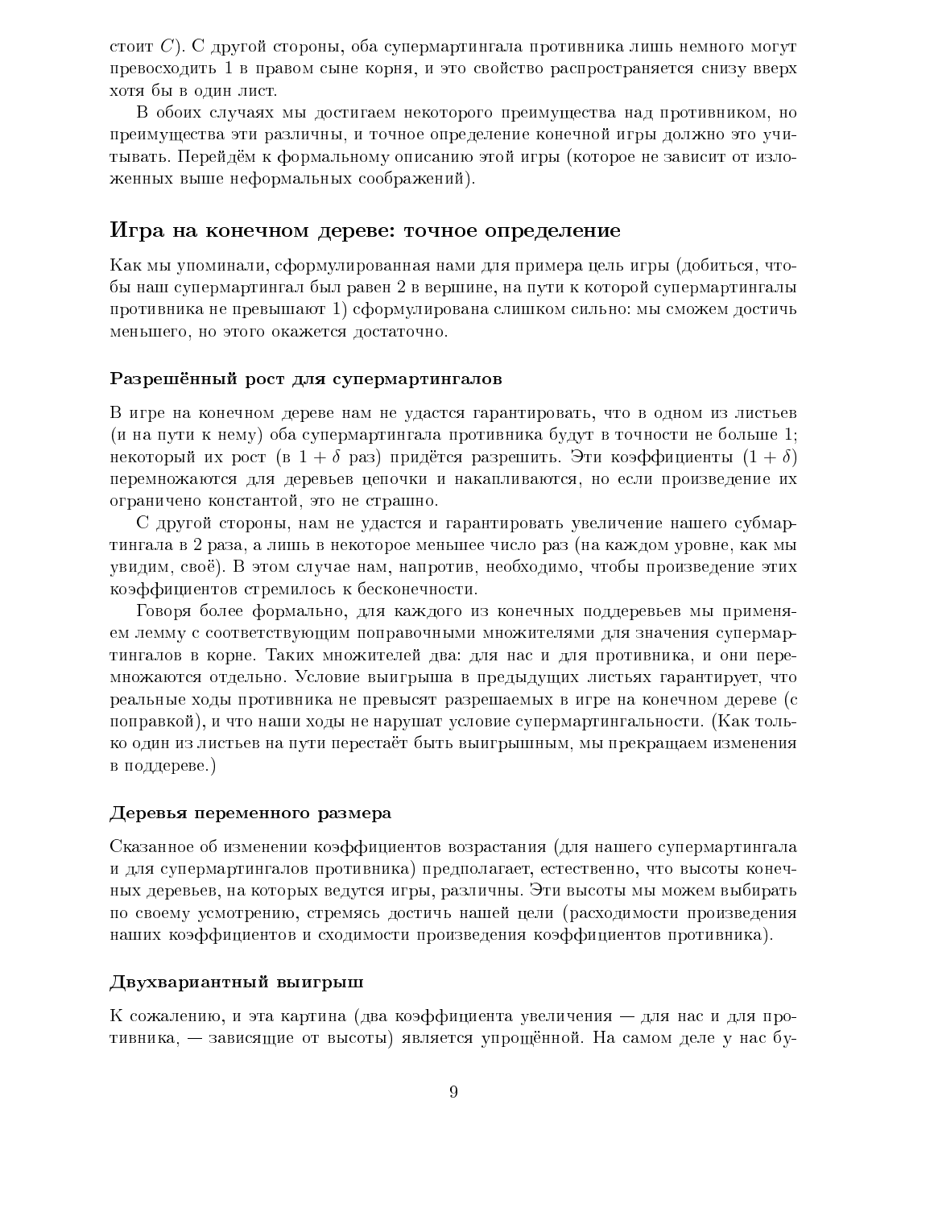стоит $C$). С другой стороны, оба супермартингала противника лишь немного могут превосходить 1 в правом сыне корня, и это свойство распространяется снизу вверх хотя бы в один лист.

В обоих случаях мы достигаем некоторого преимущества над противником, но преимущества эти различны, и точное определение конечной игры должно это учитывать. Перейдём к формальному описанию этой игры (которое не зависит от изложенных выше неформальных соображений).

## Игра на конечном дереве: точное определение

Как мы упоминали, сформулированная нами для примера цель игры (добиться, чтобы наш супермартингал был равен 2 в вершине, на пути к которой супермартингалы противника не превышают 1) сформулирована слишком сильно: мы сможем достичь меньшего, но этого окажется достаточно.

### Разрешённый рост для супермартингалов

В игре на конечном дереве нам не удастся гарантировать, что в одном из листьев (и на пути к нему) оба супермартингала противника будут в точности не больше 1; некоторый их рост (в $1+\delta$ раз) придётся разрешить. Эти коэффициенты $(1+\delta)$ перемножаются для деревьев цепочки и накапливаются, но если произведение их ограничено константой, это не страшно.

С другой стороны, нам не удастся и гарантировать увеличение нашего субмартингала в 2 раза, а лишь в некоторое меньшее число раз (на каждом уровне, как мы увидим, своё). В этом случае нам, напротив, необходимо, чтобы произведение этих коэффициентов стремилось к бесконечности.

Говоря более формально, для каждого из конечных поддеревьев мы применяем лемму с соответствующим поправочными множителями для значения супермартингалов в корне. Таких множителей два: для нас и для противника, и они перемножаются отдельно. Условие выигрыша в предыдущих листьях гарантирует, что реальные ходы противника не превысят разрешаемых в игре на конечном дереве (с поправкой), и что наши ходы не нарушат условие супермартингальности. (Как только один из листьев на пути перестаёт быть выигрышным, мы прекращаем изменения в поддереве.)

### Деревья переменного размера

Сказанное об изменении коэффициентов возрастания (для нашего супермартингала и для супермартингалов противника) предполагает, естественно, что высоты конечных деревьев, на которых ведутся игры, различны. Эти высоты мы можем выбирать по своему усмотрению, стремясь достичь нашей цели (расходимости произведения наших коэффициентов и сходимости произведения коэффициентов противника).

### Двухвариантный выигрыш

К сожалению, и эта картина (два коэффициента увеличения — для нас и для противника, — зависящие от высоты) является упрощённой. На самом деле у нас бу-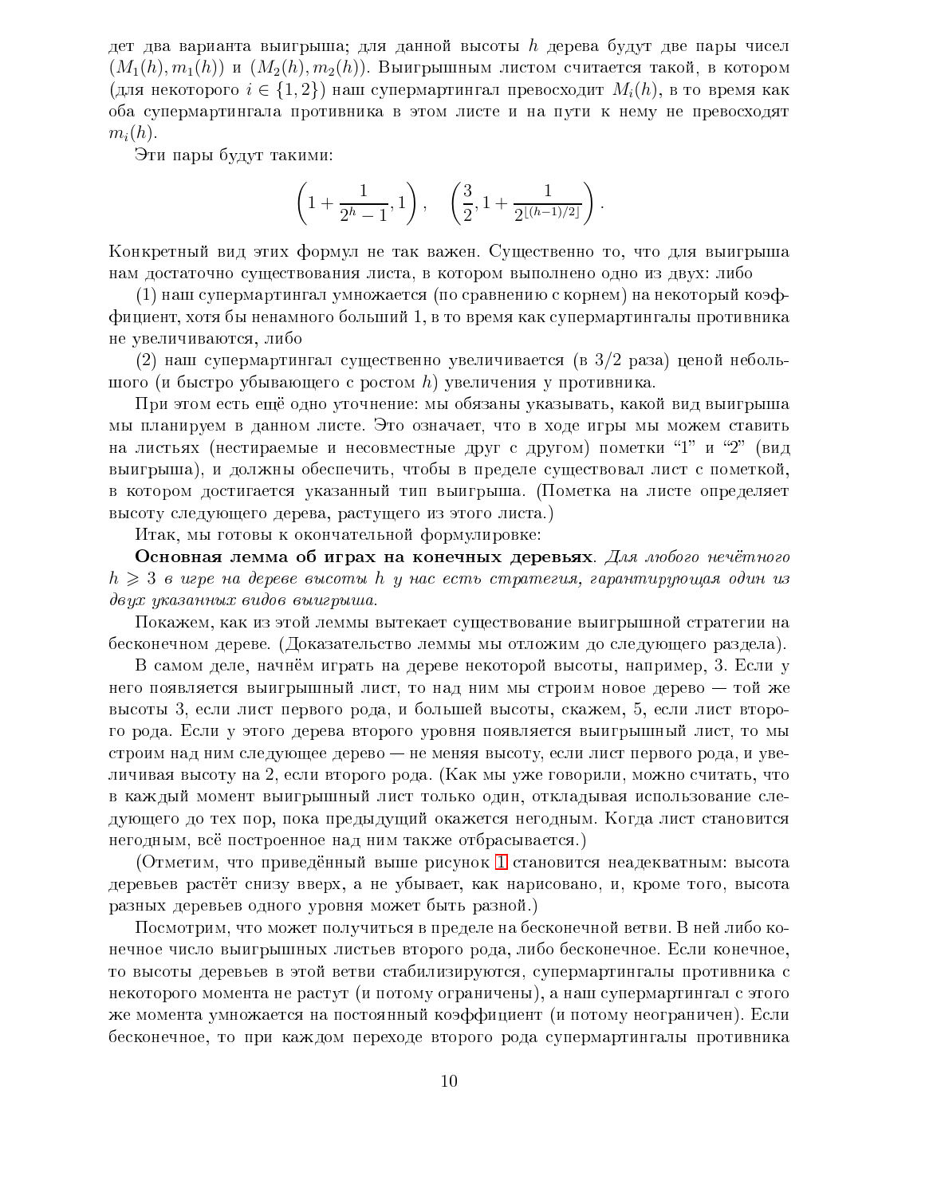дет два варианта выигрыша; для данной высоты $h$ дерева будут две пары чисел $(M_1(h), m_1(h))$ и $(M_2(h), m_2(h))$. Выигрышным листом считается такой, в котором (для некоторого $i \in \{1, 2\}$) наш супермартингал превосходит $M_i(h)$, в то время как оба супермартингала противника в этом листе и на пути к нему не превосходят $m_i(h)$.

Эти пары будут такими:

$$\left(1 + \frac{1}{2^h - 1}, 1\right), \quad \left(\frac{3}{2}, 1 + \frac{1}{2^{\lfloor (h-1)/2 \rfloor}}\right).$$

Конкретный вид этих формул не так важен. Существенно то, что для выигрыша нам достаточно существования листа, в котором выполнено одно из двух: либо

(1) наш супермартингал умножается (по сравнению с корнем) на некоторый коэффициент, хотя бы ненамного больший 1, в то время как супермартингалы противника не увеличиваются, либо

(2) наш супермартингал существенно увеличивается (в 3/2 раза) ценой небольшого (и быстро убывающего с ростом $h$) увеличения у противника.

При этом есть ещё одно уточнение: мы обязаны указывать, какой вид выигрыша мы планируем в данном листе. Это означает, что в ходе игры мы можем ставить на листьях (нестираемые и несовместные друг с другом) пометки “1” и “2” (вид выигрыша), и должны обеспечить, чтобы в пределе существовал лист с пометкой, в котором достигается указанный тип выигрыша. (Пометка на листе определяет высоту следующего дерева, растущего из этого листа.)

Итак, мы готовы к окончательной формулировке:

**Основная лемма об играх на конечных деревьях**. *Для любого нечётного $h \geqslant 3$ в игре на дереве высоты $h$ у нас есть стратегия, гарантирующая один из двух указанных видов выигрыша.*

Покажем, как из этой леммы вытекает существование выигрышной стратегии на бесконечном дереве. (Доказательство леммы мы отложим до следующего раздела).

В самом деле, начнём играть на дереве некоторой высоты, например, 3. Если у него появляется выигрышный лист, то над ним мы строим новое дерево — той же высоты 3, если лист первого рода, и большей высоты, скажем, 5, если лист второго рода. Если у этого дерева второго уровня появляется выигрышный лист, то мы строим над ним следующее дерево — не меняя высоту, если лист первого рода, и увеличивая высоту на 2, если второго рода. (Как мы уже говорили, можно считать, что в каждый момент выигрышный лист только один, откладывая использование следующего до тех пор, пока предыдущий окажется негодным. Когда лист становится негодным, всё построенное над ним также отбрасывается.)

(Отметим, что приведённый выше рисунок 1 становится неадекватным: высота деревьев растёт снизу вверх, а не убывает, как нарисовано, и, кроме того, высота разных деревьев одного уровня может быть разной.)

Посмотрим, что может получиться в пределе на бесконечной ветви. В ней либо конечное число выигрышных листьев второго рода, либо бесконечное. Если конечное, то высоты деревьев в этой ветви стабилизируются, супермартингалы противника с некоторого момента не растут (и потому ограничены), а наш супермартингал с этого же момента умножается на постоянный коэффициент (и потому неограничен). Если бесконечное, то при каждом переходе второго рода супермартингалы противника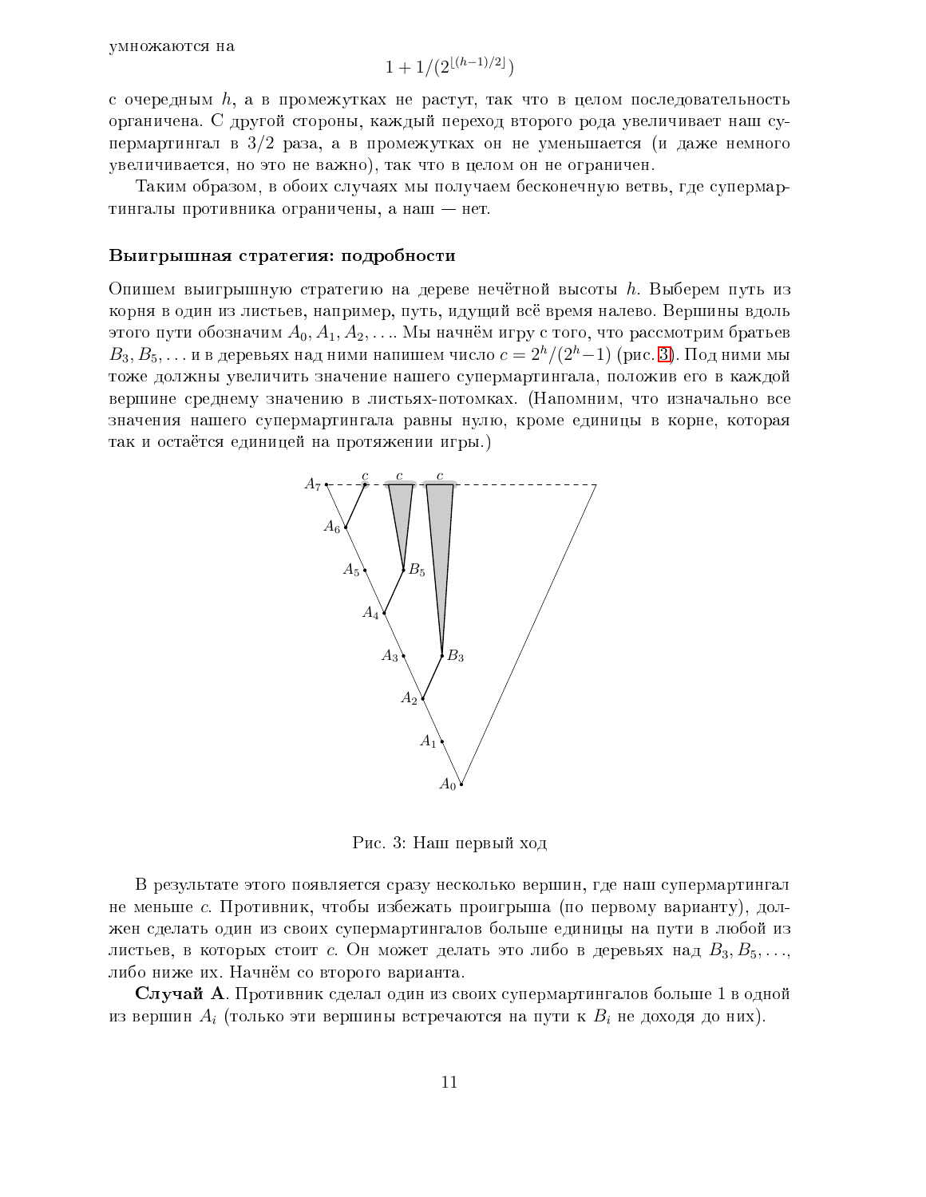умножаются на

$$1 + 1/(2^{\lfloor (h-1)/2 \rfloor})$$

с очередным $h$, а в промежутках не растут, так что в целом последовательность органичена. С другой стороны, каждый переход второго рода увеличивает наш супермартингал в $3/2$ раза, а в промежутках он не уменьшается (и даже немного увеличивается, но это не важно), так что в целом он не ограничен.

Таким образом, в обоих случаях мы получаем бесконечную ветвь, где супермартингалы противника ограничены, а наш — нет.

### Выигрышная стратегия: подробности

Опишем выигрышную стратегию на дереве нечётной высоты $h$. Выберем путь из корня в один из листьев, например, путь, идущий всё время налево. Вершины вдоль этого пути обозначим $A_0, A_1, A_2, \ldots$. Мы начнём игру с того, что рассмотрим братьев $B_3, B_5, \ldots$ и в деревьях над ними напишем число $c = 2^h/(2^h - 1)$ (рис. 3). Под ними мы тоже должны увеличить значение нашего супермартингала, положив его в каждой вершине среднему значению в листьях-потомках. (Напомним, что изначально все значения нашего супермартингала равны нулю, кроме единицы в корне, которая так и остаётся единицей на протяжении игры.)

Рис. 3: Наш первый ход

В результате этого появляется сразу несколько вершин, где наш супермартингал не меньше $c$. Противник, чтобы избежать проигрыша (по первому варианту), должен сделать один из своих супермартингалов больше единицы на пути в любой из листьев, в которых стоит $c$. Он может делать это либо в деревьях над $B_3, B_5, \ldots$, либо ниже их. Начнём со второго варианта.

**Случай A**. Противник сделал один из своих супермартингалов больше 1 в одной из вершин $A_i$ (только эти вершины встречаются на пути к $B_i$ не доходя до них).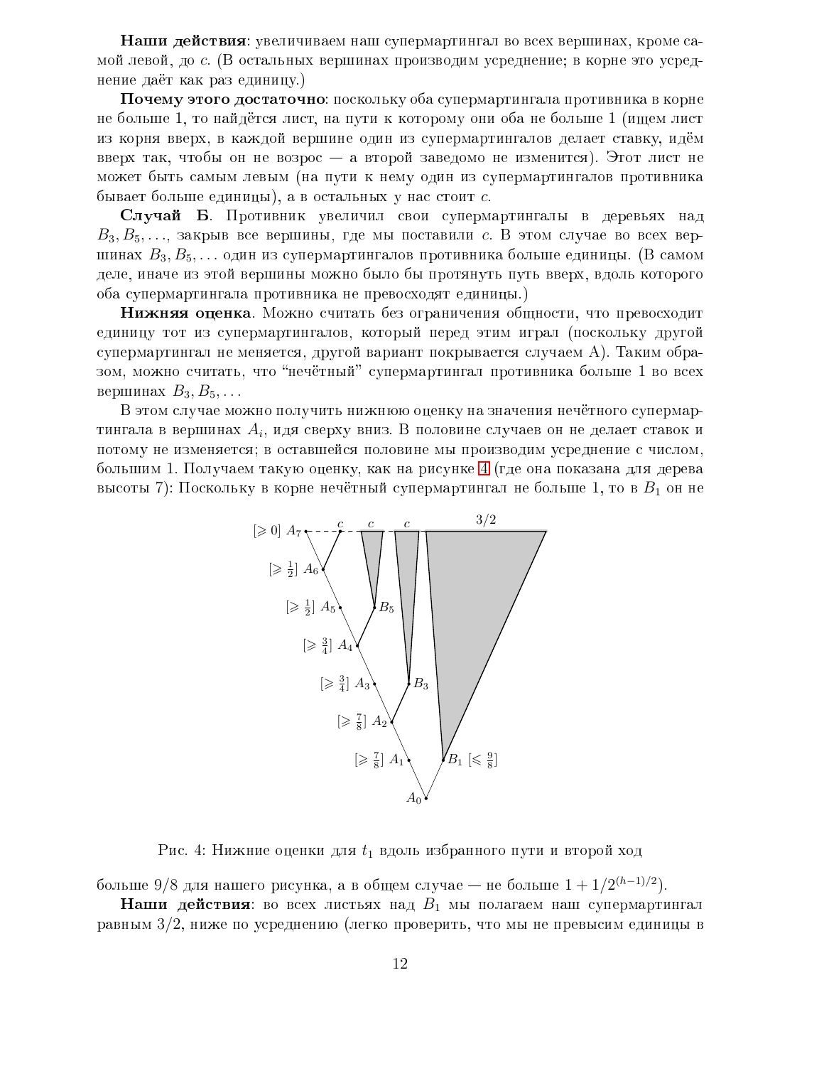**Наши действия**: увеличиваем наш супермартингал во всех вершинах, кроме самой левой, до $c$. (В остальных вершинах производим усреднение; в корне это усреднение даёт как раз единицу.)

**Почему этого достаточно**: поскольку оба супермартингала противника в корне не больше 1, то найдётся лист, на пути к которому они оба не больше 1 (ищем лист из корня вверх, в каждой вершине один из супермартингалов делает ставку, идём вверх так, чтобы он не возрос — а второй заведомо не изменится). Этот лист не может быть самым левым (на пути к нему один из супермартингалов противника бывает больше единицы), а в остальных у нас стоит $c$.

**Случай Б**. Противник увеличил свои супермартингалы в деревьях над $B_3, B_5, \ldots$, закрыв все вершины, где мы поставили $c$. В этом случае во всех вершинах $B_3, B_5, \ldots$ один из супермартингалов противника больше единицы. (В самом деле, иначе из этой вершины можно было бы протянуть путь вверх, вдоль которого оба супермартингала противника не превосходят единицы.)

**Нижняя оценка**. Можно считать без ограничения общности, что превосходит единицу тот из супермартингалов, который перед этим играл (поскольку другой супермартингал не меняется, другой вариант покрывается случаем А). Таким образом, можно считать, что "нечётный" супермартингал противника больше 1 во всех вершинах $B_3, B_5, \ldots$

В этом случае можно получить нижнюю оценку на значения нечётного супермартингала в вершинах $A_i$, идя сверху вниз. В половине случаев он не делает ставок и потому не изменяется; в оставшейся половине мы производим усреднение с числом, большим 1. Получаем такую оценку, как на рисунке 4 (где она показана для дерева высоты 7): Поскольку в корне нечётный супермартингал не больше 1, то в $B_1$ он не больше $9/8$ для нашего рисунка, а в общем случае — не больше $1 + 1/2^{(h-1)/2}$).

Рис. 4: Нижние оценки для $t_1$ вдоль избранного пути и второй ход

**Наши действия**: во всех листьях над $B_1$ мы полагаем наш супермартингал равным $3/2$, ниже по усреднению (легко проверить, что мы не превысим единицы в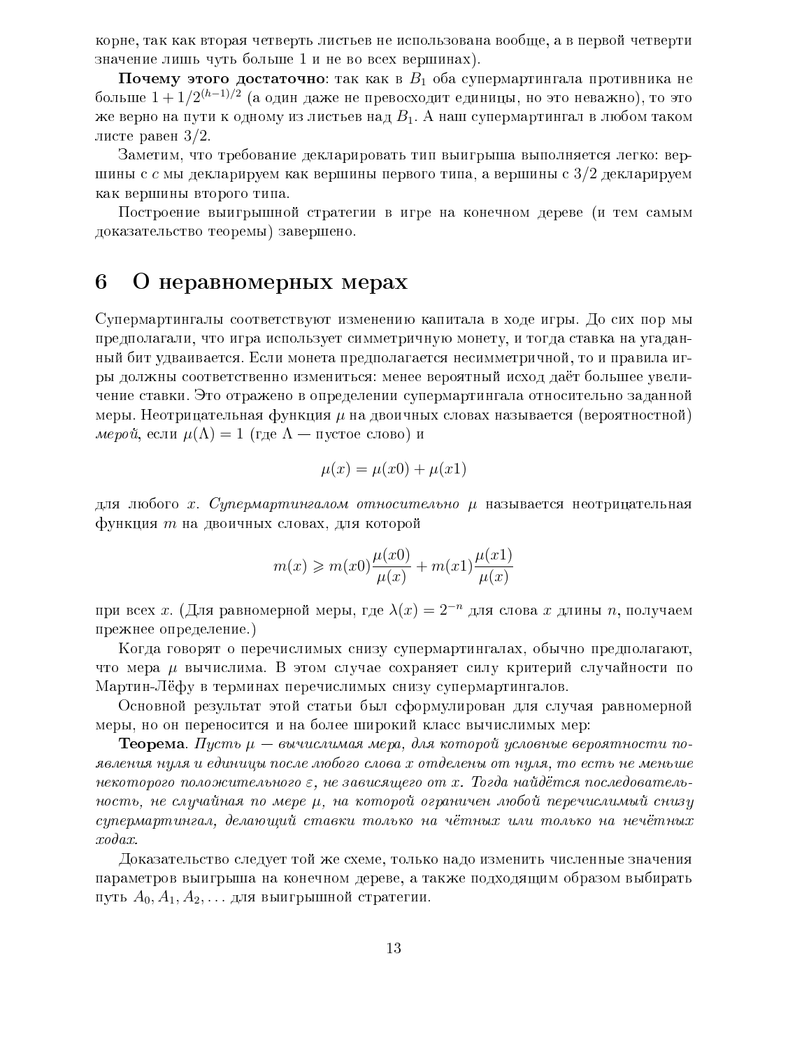корне, так как вторая четверть листьев не использована вообще, а в первой четверти значение лишь чуть больше 1 и не во всех вершинах).

**Почему этого достаточно**: так как в $B_1$ оба супермартингала противника не больше $1 + 1/2^{(h-1)/2}$ (а один даже не превосходит единицы, но это неважно), то это же верно на пути к одному из листьев над $B_1$. А наш супермартингал в любом таком листе равен $3/2$.

Заметим, что требование декларировать тип выигрыша выполняется легко: вершины с $c$ мы декларируем как вершины первого типа, а вершины с $3/2$ декларируем как вершины второго типа.

Построение выигрышной стратегии в игре на конечном дереве (и тем самым доказательство теоремы) завершено.

## 6 О неравномерных мерах

Супермартингалы соответствуют изменению капитала в ходе игры. До сих пор мы предполагали, что игра использует симметричную монету, и тогда ставка на угаданный бит удваивается. Если монета предполагается несимметричной, то и правила игры должны соответственно измениться: менее вероятный исход даёт большее увеличение ставки. Это отражено в определении супермартингала относительно заданной меры. Неотрицательная функция $\mu$ на двоичных словах называется (вероятностной) *мерой*, если $\mu(\Lambda) = 1$ (где $\Lambda$ — пустое слово) и

$$\mu(x) = \mu(x0) + \mu(x1)$$

для любого $x$. *Супермартингалом относительно* $\mu$ называется неотрицательная функция $m$ на двоичных словах, для которой

$$m(x) \geqslant m(x0)\frac{\mu(x0)}{\mu(x)} + m(x1)\frac{\mu(x1)}{\mu(x)}$$

при всех $x$. (Для равномерной меры, где $\lambda(x) = 2^{-n}$ для слова $x$ длины $n$, получаем прежнее определение.)

Когда говорят о перечислимых снизу супермартингалах, обычно предполагают, что мера $\mu$ вычислима. В этом случае сохраняет силу критерий случайности по Мартин-Лёфу в терминах перечислимых снизу супермартингалов.

Основной результат этой статьи был сформулирован для случая равномерной меры, но он переносится и на более широкий класс вычислимых мер:

**Теорема**. *Пусть $\mu$ — вычислимая мера, для которой условные вероятности появления нуля и единицы после любого слова $x$ отделены от нуля, то есть не меньше некоторого положительного $\varepsilon$, не зависящего от $x$. Тогда найдётся последовательность, не случайная по мере $\mu$, на которой ограничен любой перечислимый снизу супермартингал, делающий ставки только на чётных или только на нечётных ходах.*

Доказательство следует той же схеме, только надо изменить численные значения параметров выигрыша на конечном дереве, а также подходящим образом выбирать путь $A_0, A_1, A_2, \ldots$ для выигрышной стратегии.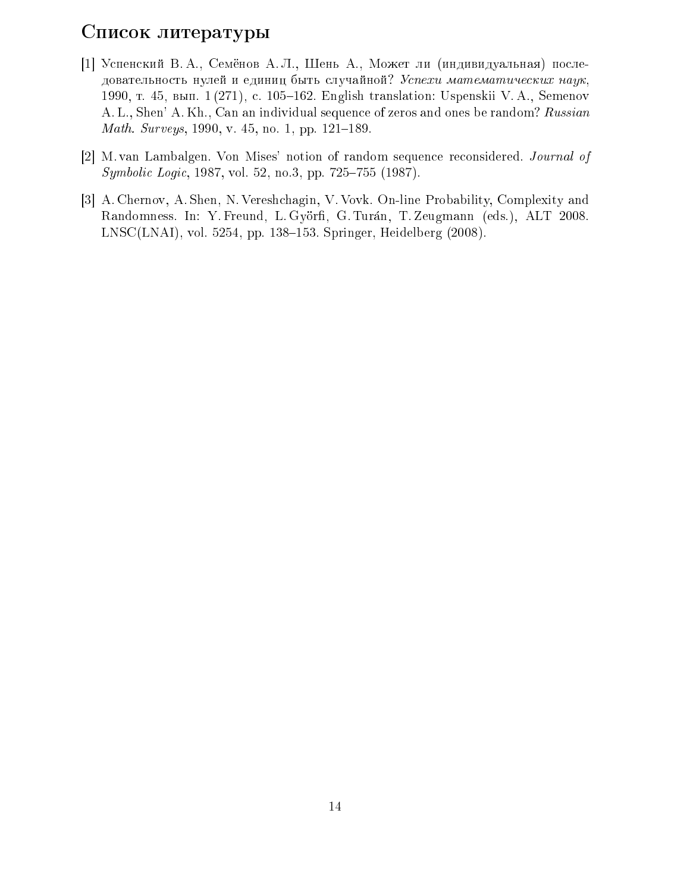## Список литературы

[1] Успенский В. А., Семёнов А. Л., Шень А., Может ли (индивидуальная) последовательность нулей и единиц быть случайной? *Успехи математических наук*, 1990, т. 45, вып. 1 (271), с. 105–162. English translation: Uspenskii V. A., Semenov A. L., Shen' A. Kh., Can an individual sequence of zeros and ones be random? *Russian Math. Surveys*, 1990, v. 45, no. 1, pp. 121–189.

[2] M. van Lambalgen. Von Mises' notion of random sequence reconsidered. *Journal of Symbolic Logic*, 1987, vol. 52, no.3, pp. 725–755 (1987).

[3] A. Chernov, A. Shen, N. Vereshchagin, V. Vovk. On-line Probability, Complexity and Randomness. In: Y. Freund, L. Györfi, G. Turán, T. Zeugmann (eds.), ALT 2008. LNSC(LNAI), vol. 5254, pp. 138–153. Springer, Heidelberg (2008).